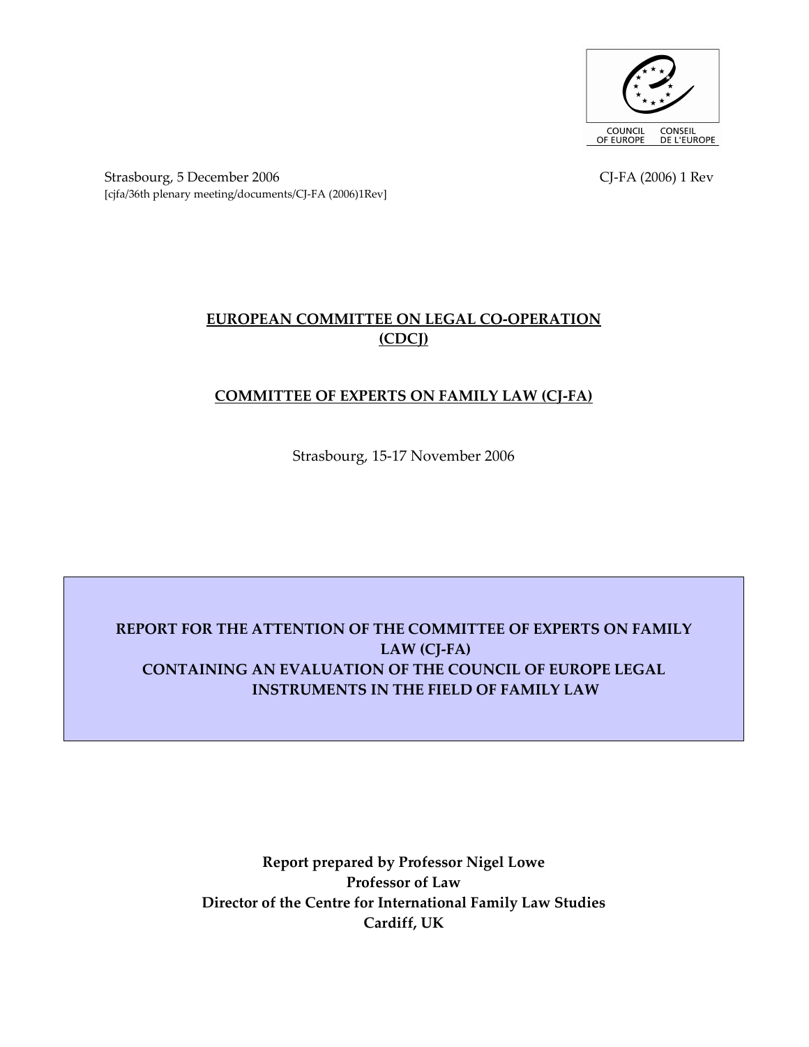COUNCIL OF EUROPE CONSEIL DE L'EUROPE

Strasbourg, 5 December 2006 CJ-FA (2006) 1 Rev

[cjfa/36th plenary meeting/documents/CJ-FA (2006)1Rev]

**EUROPEAN COMMITTEE ON LEGAL CO-OPERATION (CDCJ)**

**COMMITTEE OF EXPERTS ON FAMILY LAW (CJ-FA)**

Strasbourg, 15-17 November 2006

# REPORT FOR THE ATTENTION OF THE COMMITTEE OF EXPERTS ON FAMILY LAW (CJ-FA) CONTAINING AN EVALUATION OF THE COUNCIL OF EUROPE LEGAL INSTRUMENTS IN THE FIELD OF FAMILY LAW

**Report prepared by Professor Nigel Lowe**
**Professor of Law**
**Director of the Centre for International Family Law Studies**
**Cardiff, UK**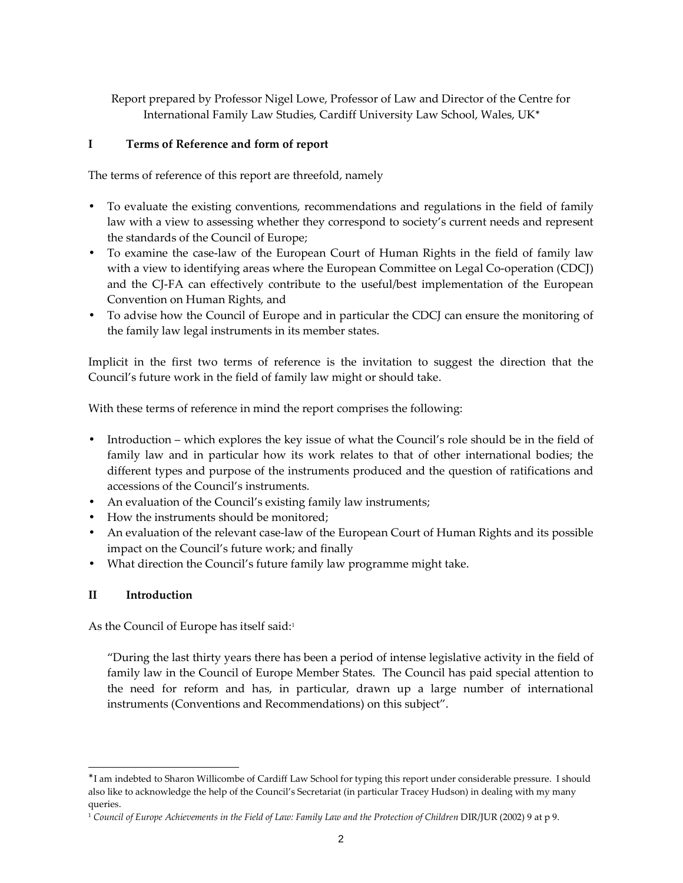Report prepared by Professor Nigel Lowe, Professor of Law and Director of the Centre for International Family Law Studies, Cardiff University Law School, Wales, UK*

## I Terms of Reference and form of report

The terms of reference of this report are threefold, namely

- To evaluate the existing conventions, recommendations and regulations in the field of family law with a view to assessing whether they correspond to society's current needs and represent the standards of the Council of Europe;
- To examine the case-law of the European Court of Human Rights in the field of family law with a view to identifying areas where the European Committee on Legal Co-operation (CDCJ) and the CJ-FA can effectively contribute to the useful/best implementation of the European Convention on Human Rights, and
- To advise how the Council of Europe and in particular the CDCJ can ensure the monitoring of the family law legal instruments in its member states.

Implicit in the first two terms of reference is the invitation to suggest the direction that the Council's future work in the field of family law might or should take.

With these terms of reference in mind the report comprises the following:

- Introduction – which explores the key issue of what the Council's role should be in the field of family law and in particular how its work relates to that of other international bodies; the different types and purpose of the instruments produced and the question of ratifications and accessions of the Council's instruments.
- An evaluation of the Council's existing family law instruments;
- How the instruments should be monitored;
- An evaluation of the relevant case-law of the European Court of Human Rights and its possible impact on the Council's future work; and finally
- What direction the Council's future family law programme might take.

## II Introduction

As the Council of Europe has itself said:[1]

> "During the last thirty years there has been a period of intense legislative activity in the field of family law in the Council of Europe Member States. The Council has paid special attention to the need for reform and has, in particular, drawn up a large number of international instruments (Conventions and Recommendations) on this subject".

---

* I am indebted to Sharon Willicombe of Cardiff Law School for typing this report under considerable pressure. I should also like to acknowledge the help of the Council's Secretariat (in particular Tracey Hudson) in dealing with my many queries.

[1] *Council of Europe Achievements in the Field of Law: Family Law and the Protection of Children* DIR/JUR (2002) 9 at p 9.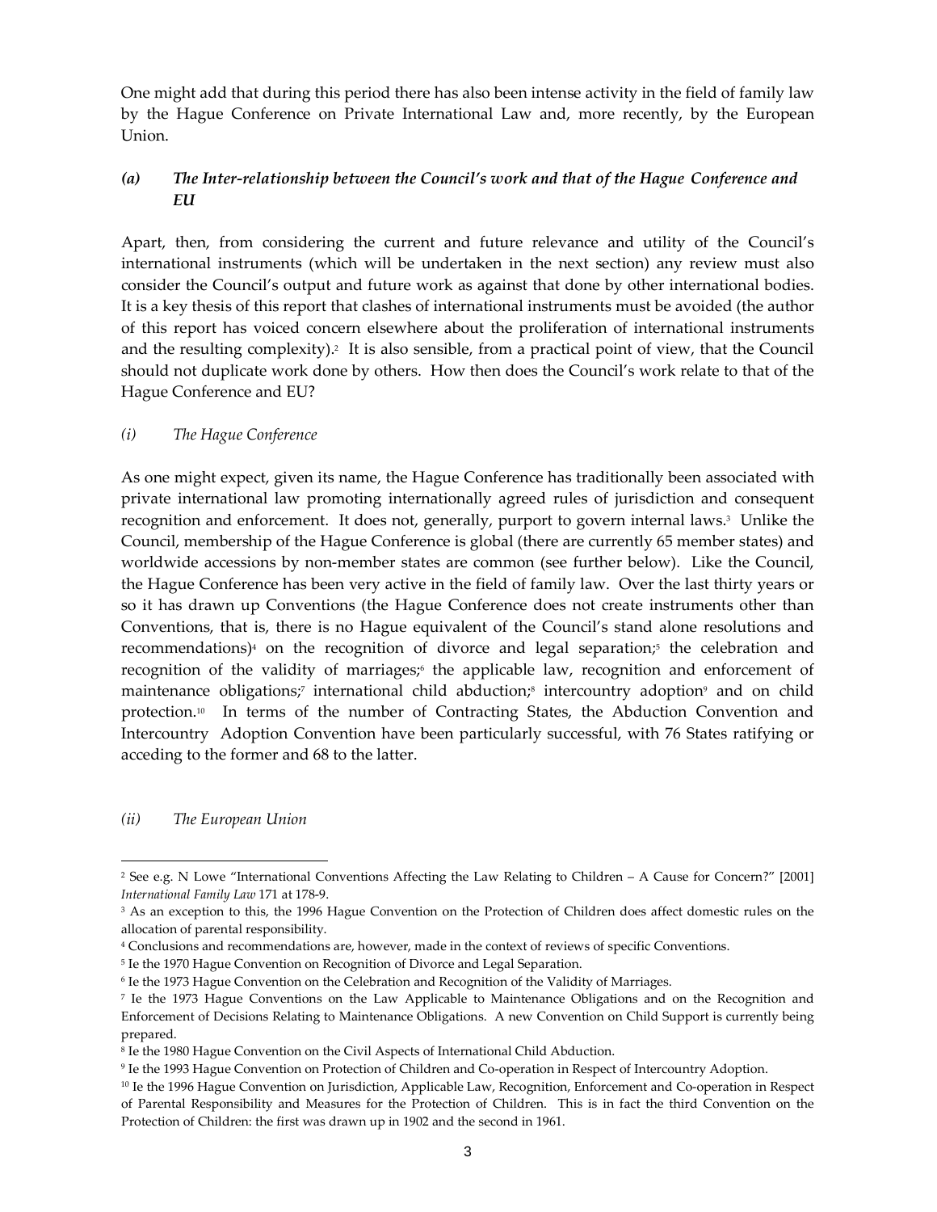One might add that during this period there has also been intense activity in the field of family law by the Hague Conference on Private International Law and, more recently, by the European Union.

### *(a) The Inter-relationship between the Council's work and that of the Hague Conference and EU*

Apart, then, from considering the current and future relevance and utility of the Council's international instruments (which will be undertaken in the next section) any review must also consider the Council's output and future work as against that done by other international bodies. It is a key thesis of this report that clashes of international instruments must be avoided (the author of this report has voiced concern elsewhere about the proliferation of international instruments and the resulting complexity).[2] It is also sensible, from a practical point of view, that the Council should not duplicate work done by others. How then does the Council's work relate to that of the Hague Conference and EU?

#### *(i) The Hague Conference*

As one might expect, given its name, the Hague Conference has traditionally been associated with private international law promoting internationally agreed rules of jurisdiction and consequent recognition and enforcement. It does not, generally, purport to govern internal laws.[3] Unlike the Council, membership of the Hague Conference is global (there are currently 65 member states) and worldwide accessions by non-member states are common (see further below). Like the Council, the Hague Conference has been very active in the field of family law. Over the last thirty years or so it has drawn up Conventions (the Hague Conference does not create instruments other than Conventions, that is, there is no Hague equivalent of the Council's stand alone resolutions and recommendations)[4] on the recognition of divorce and legal separation;[5] the celebration and recognition of the validity of marriages;[6] the applicable law, recognition and enforcement of maintenance obligations;[7] international child abduction;[8] intercountry adoption[9] and on child protection.[10] In terms of the number of Contracting States, the Abduction Convention and Intercountry Adoption Convention have been particularly successful, with 76 States ratifying or acceding to the former and 68 to the latter.

#### *(ii) The European Union*

---

[2] See e.g. N Lowe "International Conventions Affecting the Law Relating to Children – A Cause for Concern?" [2001] *International Family Law* 171 at 178-9.

[3] As an exception to this, the 1996 Hague Convention on the Protection of Children does affect domestic rules on the allocation of parental responsibility.

[4] Conclusions and recommendations are, however, made in the context of reviews of specific Conventions.

[5] Ie the 1970 Hague Convention on Recognition of Divorce and Legal Separation.

[6] Ie the 1973 Hague Convention on the Celebration and Recognition of the Validity of Marriages.

[7] Ie the 1973 Hague Conventions on the Law Applicable to Maintenance Obligations and on the Recognition and Enforcement of Decisions Relating to Maintenance Obligations. A new Convention on Child Support is currently being prepared.

[8] Ie the 1980 Hague Convention on the Civil Aspects of International Child Abduction.

[9] Ie the 1993 Hague Convention on Protection of Children and Co-operation in Respect of Intercountry Adoption.

[10] Ie the 1996 Hague Convention on Jurisdiction, Applicable Law, Recognition, Enforcement and Co-operation in Respect of Parental Responsibility and Measures for the Protection of Children. This is in fact the third Convention on the Protection of Children: the first was drawn up in 1902 and the second in 1961.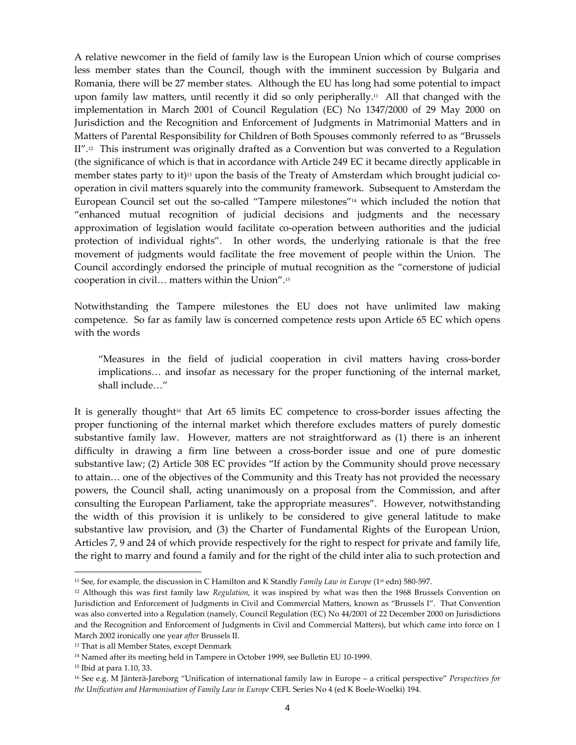A relative newcomer in the field of family law is the European Union which of course comprises less member states than the Council, though with the imminent succession by Bulgaria and Romania, there will be 27 member states. Although the EU has long had some potential to impact upon family law matters, until recently it did so only peripherally.[11] All that changed with the implementation in March 2001 of Council Regulation (EC) No 1347/2000 of 29 May 2000 on Jurisdiction and the Recognition and Enforcement of Judgments in Matrimonial Matters and in Matters of Parental Responsibility for Children of Both Spouses commonly referred to as "Brussels II".[12] This instrument was originally drafted as a Convention but was converted to a Regulation (the significance of which is that in accordance with Article 249 EC it became directly applicable in member states party to it)[13] upon the basis of the Treaty of Amsterdam which brought judicial co-operation in civil matters squarely into the community framework. Subsequent to Amsterdam the European Council set out the so-called "Tampere milestones"[14] which included the notion that "enhanced mutual recognition of judicial decisions and judgments and the necessary approximation of legislation would facilitate co-operation between authorities and the judicial protection of individual rights". In other words, the underlying rationale is that the free movement of judgments would facilitate the free movement of people within the Union. The Council accordingly endorsed the principle of mutual recognition as the "cornerstone of judicial cooperation in civil… matters within the Union".[15]

Notwithstanding the Tampere milestones the EU does not have unlimited law making competence. So far as family law is concerned competence rests upon Article 65 EC which opens with the words

> "Measures in the field of judicial cooperation in civil matters having cross-border implications… and insofar as necessary for the proper functioning of the internal market, shall include…"

It is generally thought[16] that Art 65 limits EC competence to cross-border issues affecting the proper functioning of the internal market which therefore excludes matters of purely domestic substantive family law. However, matters are not straightforward as (1) there is an inherent difficulty in drawing a firm line between a cross-border issue and one of pure domestic substantive law; (2) Article 308 EC provides "If action by the Community should prove necessary to attain… one of the objectives of the Community and this Treaty has not provided the necessary powers, the Council shall, acting unanimously on a proposal from the Commission, and after consulting the European Parliament, take the appropriate measures". However, notwithstanding the width of this provision it is unlikely to be considered to give general latitude to make substantive law provision, and (3) the Charter of Fundamental Rights of the European Union, Articles 7, 9 and 24 of which provide respectively for the right to respect for private and family life, the right to marry and found a family and for the right of the child inter alia to such protection and

---

[11] See, for example, the discussion in C Hamilton and K Standly *Family Law in Europe* (1st edn) 580-597.

[12] Although this was first family law *Regulation*, it was inspired by what was then the 1968 Brussels Convention on Jurisdiction and Enforcement of Judgments in Civil and Commercial Matters, known as "Brussels I". That Convention was also converted into a Regulation (namely, Council Regulation (EC) No 44/2001 of 22 December 2000 on Jurisdictions and the Recognition and Enforcement of Judgments in Civil and Commercial Matters), but which came into force on 1 March 2002 ironically one year *after* Brussels II.

[13] That is all Member States, except Denmark

[14] Named after its meeting held in Tampere in October 1999, see Bulletin EU 10-1999.

[15] Ibid at para 1.10, 33.

[16] See e.g. M Jänterä-Jareborg "Unification of international family law in Europe – a critical perspective" *Perspectives for the Unification and Harmonisation of Family Law in Europe* CEFL Series No 4 (ed K Boele-Woelki) 194.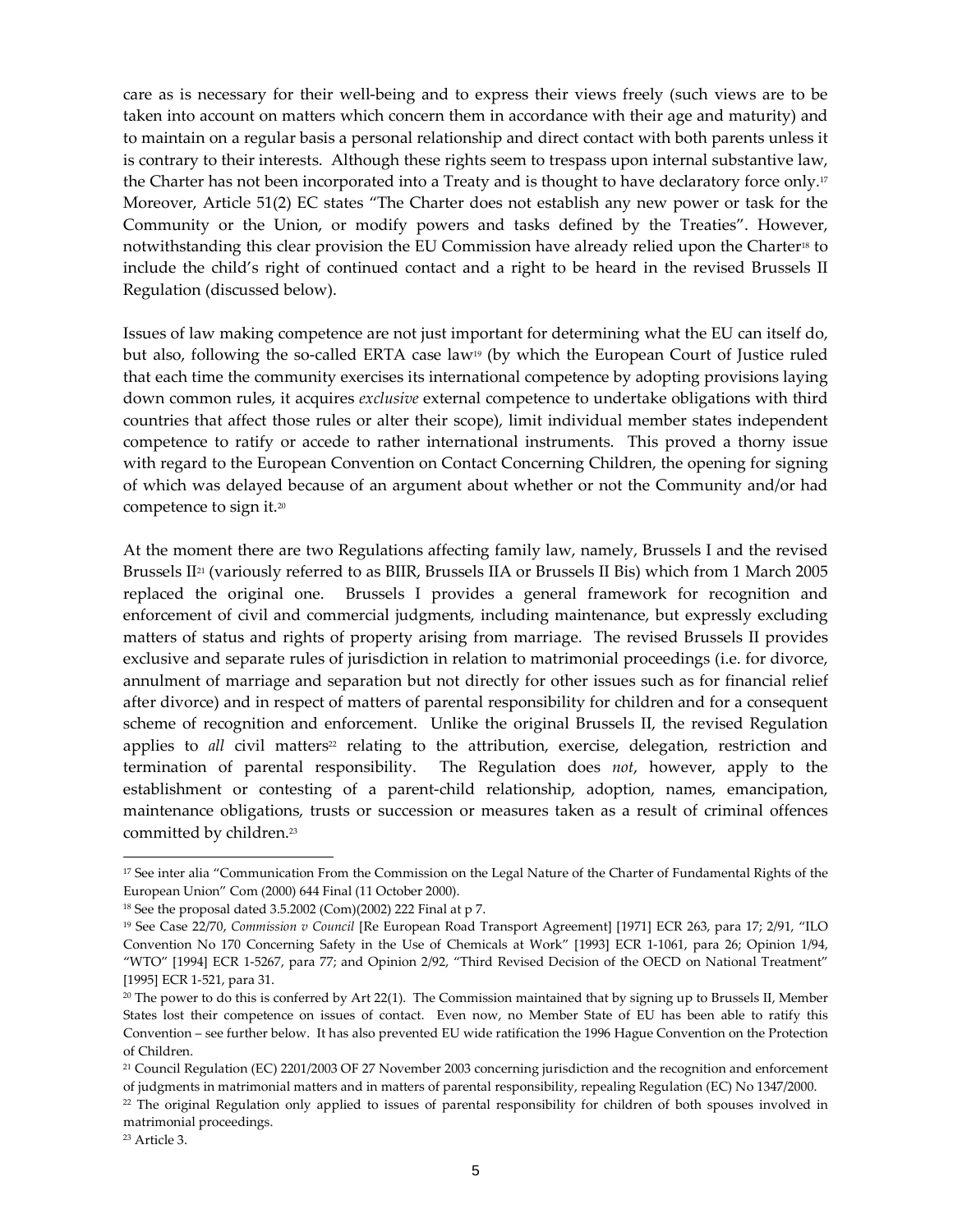care as is necessary for their well-being and to express their views freely (such views are to be taken into account on matters which concern them in accordance with their age and maturity) and to maintain on a regular basis a personal relationship and direct contact with both parents unless it is contrary to their interests. Although these rights seem to trespass upon internal substantive law, the Charter has not been incorporated into a Treaty and is thought to have declaratory force only.[17] Moreover, Article 51(2) EC states "The Charter does not establish any new power or task for the Community or the Union, or modify powers and tasks defined by the Treaties". However, notwithstanding this clear provision the EU Commission have already relied upon the Charter[18] to include the child's right of continued contact and a right to be heard in the revised Brussels II Regulation (discussed below).

Issues of law making competence are not just important for determining what the EU can itself do, but also, following the so-called ERTA case law[19] (by which the European Court of Justice ruled that each time the community exercises its international competence by adopting provisions laying down common rules, it acquires *exclusive* external competence to undertake obligations with third countries that affect those rules or alter their scope), limit individual member states independent competence to ratify or accede to rather international instruments. This proved a thorny issue with regard to the European Convention on Contact Concerning Children, the opening for signing of which was delayed because of an argument about whether or not the Community and/or had competence to sign it.[20]

At the moment there are two Regulations affecting family law, namely, Brussels I and the revised Brussels II[21] (variously referred to as BIIR, Brussels IIA or Brussels II Bis) which from 1 March 2005 replaced the original one. Brussels I provides a general framework for recognition and enforcement of civil and commercial judgments, including maintenance, but expressly excluding matters of status and rights of property arising from marriage. The revised Brussels II provides exclusive and separate rules of jurisdiction in relation to matrimonial proceedings (i.e. for divorce, annulment of marriage and separation but not directly for other issues such as for financial relief after divorce) and in respect of matters of parental responsibility for children and for a consequent scheme of recognition and enforcement. Unlike the original Brussels II, the revised Regulation applies to *all* civil matters[22] relating to the attribution, exercise, delegation, restriction and termination of parental responsibility. The Regulation does *not*, however, apply to the establishment or contesting of a parent-child relationship, adoption, names, emancipation, maintenance obligations, trusts or succession or measures taken as a result of criminal offences committed by children.[23]

---

[17] See inter alia "Communication From the Commission on the Legal Nature of the Charter of Fundamental Rights of the European Union" Com (2000) 644 Final (11 October 2000).

[18] See the proposal dated 3.5.2002 (Com)(2002) 222 Final at p 7.

[19] See Case 22/70, *Commission v Council* [Re European Road Transport Agreement] [1971] ECR 263, para 17; 2/91, "ILO Convention No 170 Concerning Safety in the Use of Chemicals at Work" [1993] ECR 1-1061, para 26; Opinion 1/94, "WTO" [1994] ECR 1-5267, para 77; and Opinion 2/92, "Third Revised Decision of the OECD on National Treatment" [1995] ECR 1-521, para 31.

[20] The power to do this is conferred by Art 22(1). The Commission maintained that by signing up to Brussels II, Member States lost their competence on issues of contact. Even now, no Member State of EU has been able to ratify this Convention – see further below. It has also prevented EU wide ratification the 1996 Hague Convention on the Protection of Children.

[21] Council Regulation (EC) 2201/2003 OF 27 November 2003 concerning jurisdiction and the recognition and enforcement of judgments in matrimonial matters and in matters of parental responsibility, repealing Regulation (EC) No 1347/2000.

[22] The original Regulation only applied to issues of parental responsibility for children of both spouses involved in matrimonial proceedings.

[23] Article 3.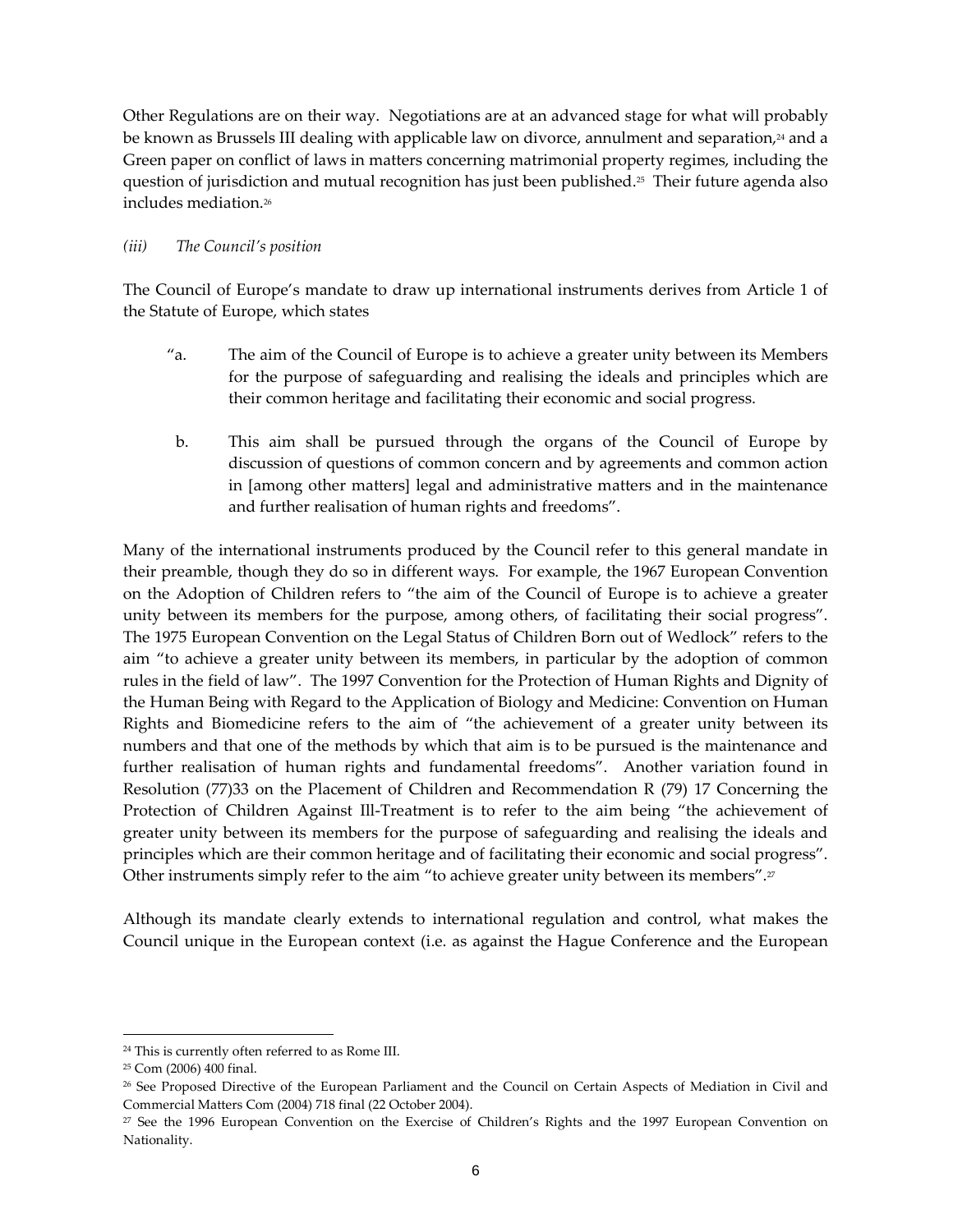Other Regulations are on their way. Negotiations are at an advanced stage for what will probably be known as Brussels III dealing with applicable law on divorce, annulment and separation,[24] and a Green paper on conflict of laws in matters concerning matrimonial property regimes, including the question of jurisdiction and mutual recognition has just been published.[25] Their future agenda also includes mediation.[26]

*(iii) The Council's position*

The Council of Europe's mandate to draw up international instruments derives from Article 1 of the Statute of Europe, which states

> "a. The aim of the Council of Europe is to achieve a greater unity between its Members for the purpose of safeguarding and realising the ideals and principles which are their common heritage and facilitating their economic and social progress.
>
> b. This aim shall be pursued through the organs of the Council of Europe by discussion of questions of common concern and by agreements and common action in [among other matters] legal and administrative matters and in the maintenance and further realisation of human rights and freedoms".

Many of the international instruments produced by the Council refer to this general mandate in their preamble, though they do so in different ways. For example, the 1967 European Convention on the Adoption of Children refers to "the aim of the Council of Europe is to achieve a greater unity between its members for the purpose, among others, of facilitating their social progress". The 1975 European Convention on the Legal Status of Children Born out of Wedlock" refers to the aim "to achieve a greater unity between its members, in particular by the adoption of common rules in the field of law". The 1997 Convention for the Protection of Human Rights and Dignity of the Human Being with Regard to the Application of Biology and Medicine: Convention on Human Rights and Biomedicine refers to the aim of "the achievement of a greater unity between its numbers and that one of the methods by which that aim is to be pursued is the maintenance and further realisation of human rights and fundamental freedoms". Another variation found in Resolution (77)33 on the Placement of Children and Recommendation R (79) 17 Concerning the Protection of Children Against Ill-Treatment is to refer to the aim being "the achievement of greater unity between its members for the purpose of safeguarding and realising the ideals and principles which are their common heritage and of facilitating their economic and social progress". Other instruments simply refer to the aim "to achieve greater unity between its members".[27]

Although its mandate clearly extends to international regulation and control, what makes the Council unique in the European context (i.e. as against the Hague Conference and the European

---

[24] This is currently often referred to as Rome III.

[25] Com (2006) 400 final.

[26] See Proposed Directive of the European Parliament and the Council on Certain Aspects of Mediation in Civil and Commercial Matters Com (2004) 718 final (22 October 2004).

[27] See the 1996 European Convention on the Exercise of Children's Rights and the 1997 European Convention on Nationality.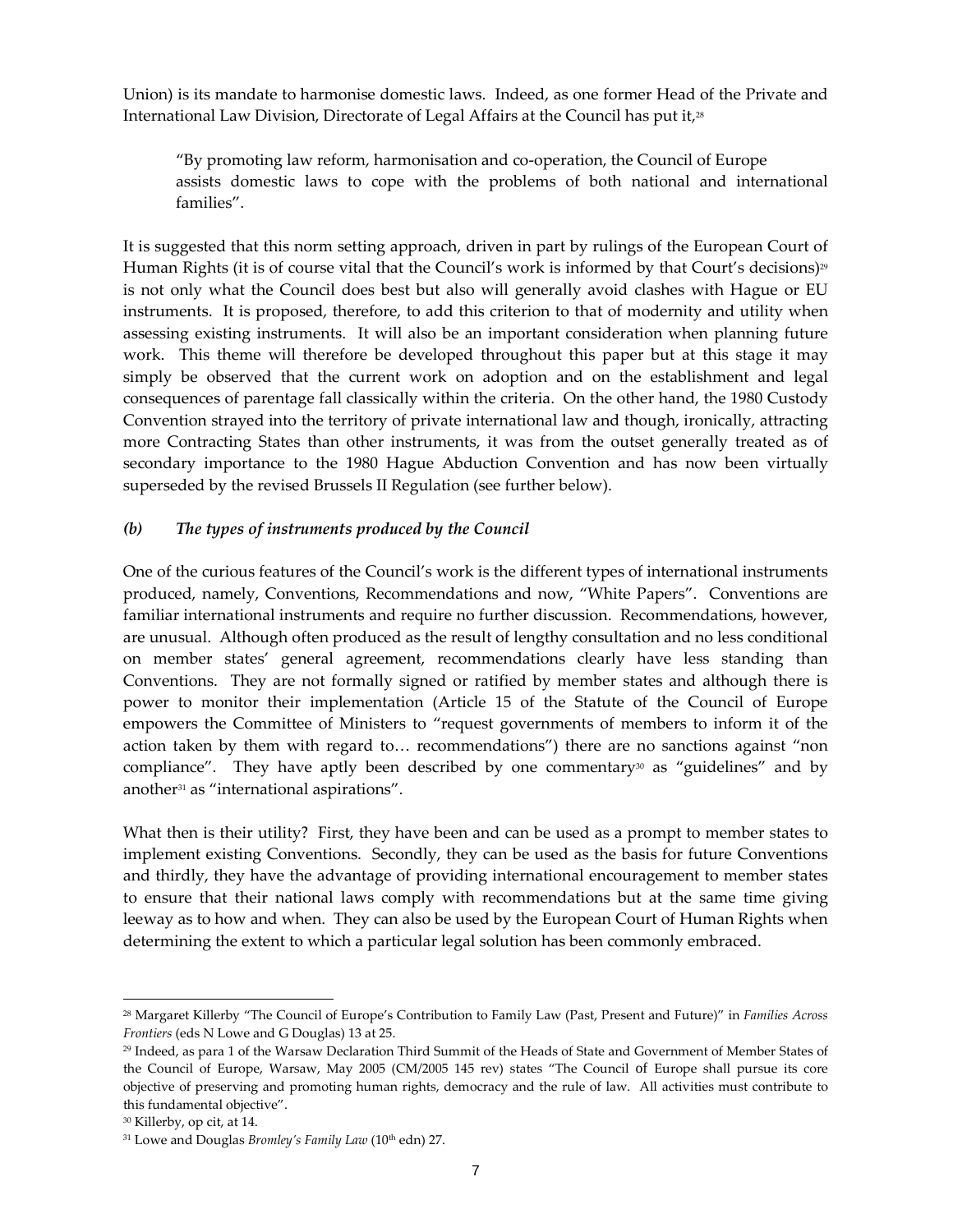Union) is its mandate to harmonise domestic laws. Indeed, as one former Head of the Private and International Law Division, Directorate of Legal Affairs at the Council has put it,[28]

> "By promoting law reform, harmonisation and co-operation, the Council of Europe assists domestic laws to cope with the problems of both national and international families".

It is suggested that this norm setting approach, driven in part by rulings of the European Court of Human Rights (it is of course vital that the Council's work is informed by that Court's decisions)[29] is not only what the Council does best but also will generally avoid clashes with Hague or EU instruments. It is proposed, therefore, to add this criterion to that of modernity and utility when assessing existing instruments. It will also be an important consideration when planning future work. This theme will therefore be developed throughout this paper but at this stage it may simply be observed that the current work on adoption and on the establishment and legal consequences of parentage fall classically within the criteria. On the other hand, the 1980 Custody Convention strayed into the territory of private international law and though, ironically, attracting more Contracting States than other instruments, it was from the outset generally treated as of secondary importance to the 1980 Hague Abduction Convention and has now been virtually superseded by the revised Brussels II Regulation (see further below).

### *(b) The types of instruments produced by the Council*

One of the curious features of the Council's work is the different types of international instruments produced, namely, Conventions, Recommendations and now, "White Papers". Conventions are familiar international instruments and require no further discussion. Recommendations, however, are unusual. Although often produced as the result of lengthy consultation and no less conditional on member states' general agreement, recommendations clearly have less standing than Conventions. They are not formally signed or ratified by member states and although there is power to monitor their implementation (Article 15 of the Statute of the Council of Europe empowers the Committee of Ministers to "request governments of members to inform it of the action taken by them with regard to… recommendations") there are no sanctions against "non compliance". They have aptly been described by one commentary[30] as "guidelines" and by another[31] as "international aspirations".

What then is their utility? First, they have been and can be used as a prompt to member states to implement existing Conventions. Secondly, they can be used as the basis for future Conventions and thirdly, they have the advantage of providing international encouragement to member states to ensure that their national laws comply with recommendations but at the same time giving leeway as to how and when. They can also be used by the European Court of Human Rights when determining the extent to which a particular legal solution has been commonly embraced.

---

[28] Margaret Killerby "The Council of Europe's Contribution to Family Law (Past, Present and Future)" in *Families Across Frontiers* (eds N Lowe and G Douglas) 13 at 25.

[29] Indeed, as para 1 of the Warsaw Declaration Third Summit of the Heads of State and Government of Member States of the Council of Europe, Warsaw, May 2005 (CM/2005 145 rev) states "The Council of Europe shall pursue its core objective of preserving and promoting human rights, democracy and the rule of law. All activities must contribute to this fundamental objective".

[30] Killerby, op cit, at 14.

[31] Lowe and Douglas *Bromley's Family Law* (10th edn) 27.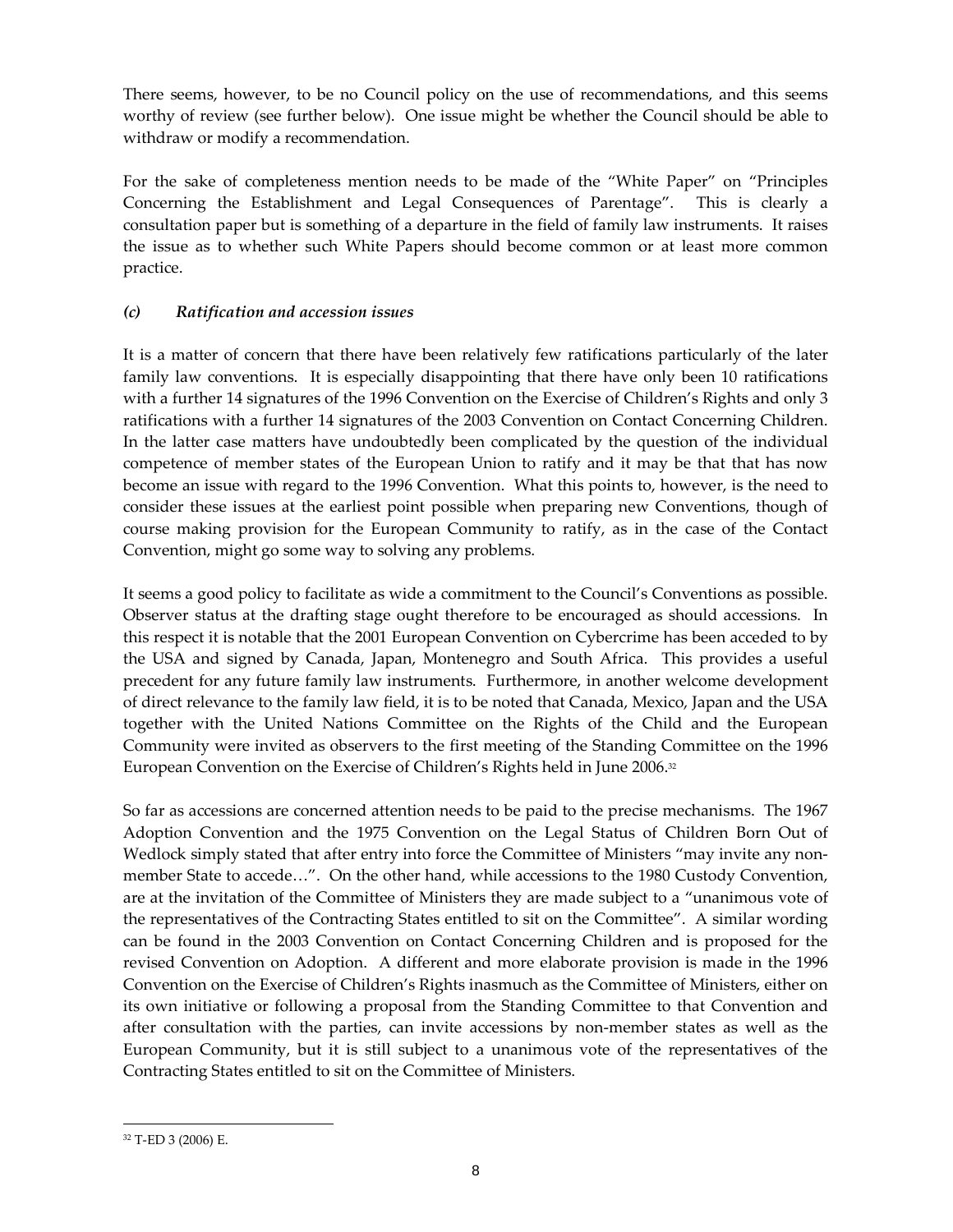There seems, however, to be no Council policy on the use of recommendations, and this seems worthy of review (see further below). One issue might be whether the Council should be able to withdraw or modify a recommendation.

For the sake of completeness mention needs to be made of the "White Paper" on "Principles Concerning the Establishment and Legal Consequences of Parentage". This is clearly a consultation paper but is something of a departure in the field of family law instruments. It raises the issue as to whether such White Papers should become common or at least more common practice.

### *(c) Ratification and accession issues*

It is a matter of concern that there have been relatively few ratifications particularly of the later family law conventions. It is especially disappointing that there have only been 10 ratifications with a further 14 signatures of the 1996 Convention on the Exercise of Children's Rights and only 3 ratifications with a further 14 signatures of the 2003 Convention on Contact Concerning Children. In the latter case matters have undoubtedly been complicated by the question of the individual competence of member states of the European Union to ratify and it may be that that has now become an issue with regard to the 1996 Convention. What this points to, however, is the need to consider these issues at the earliest point possible when preparing new Conventions, though of course making provision for the European Community to ratify, as in the case of the Contact Convention, might go some way to solving any problems.

It seems a good policy to facilitate as wide a commitment to the Council's Conventions as possible. Observer status at the drafting stage ought therefore to be encouraged as should accessions. In this respect it is notable that the 2001 European Convention on Cybercrime has been acceded to by the USA and signed by Canada, Japan, Montenegro and South Africa. This provides a useful precedent for any future family law instruments. Furthermore, in another welcome development of direct relevance to the family law field, it is to be noted that Canada, Mexico, Japan and the USA together with the United Nations Committee on the Rights of the Child and the European Community were invited as observers to the first meeting of the Standing Committee on the 1996 European Convention on the Exercise of Children's Rights held in June 2006.[32]

So far as accessions are concerned attention needs to be paid to the precise mechanisms. The 1967 Adoption Convention and the 1975 Convention on the Legal Status of Children Born Out of Wedlock simply stated that after entry into force the Committee of Ministers "may invite any non-member State to accede…". On the other hand, while accessions to the 1980 Custody Convention, are at the invitation of the Committee of Ministers they are made subject to a "unanimous vote of the representatives of the Contracting States entitled to sit on the Committee". A similar wording can be found in the 2003 Convention on Contact Concerning Children and is proposed for the revised Convention on Adoption. A different and more elaborate provision is made in the 1996 Convention on the Exercise of Children's Rights inasmuch as the Committee of Ministers, either on its own initiative or following a proposal from the Standing Committee to that Convention and after consultation with the parties, can invite accessions by non-member states as well as the European Community, but it is still subject to a unanimous vote of the representatives of the Contracting States entitled to sit on the Committee of Ministers.

---

[32] T-ED 3 (2006) E.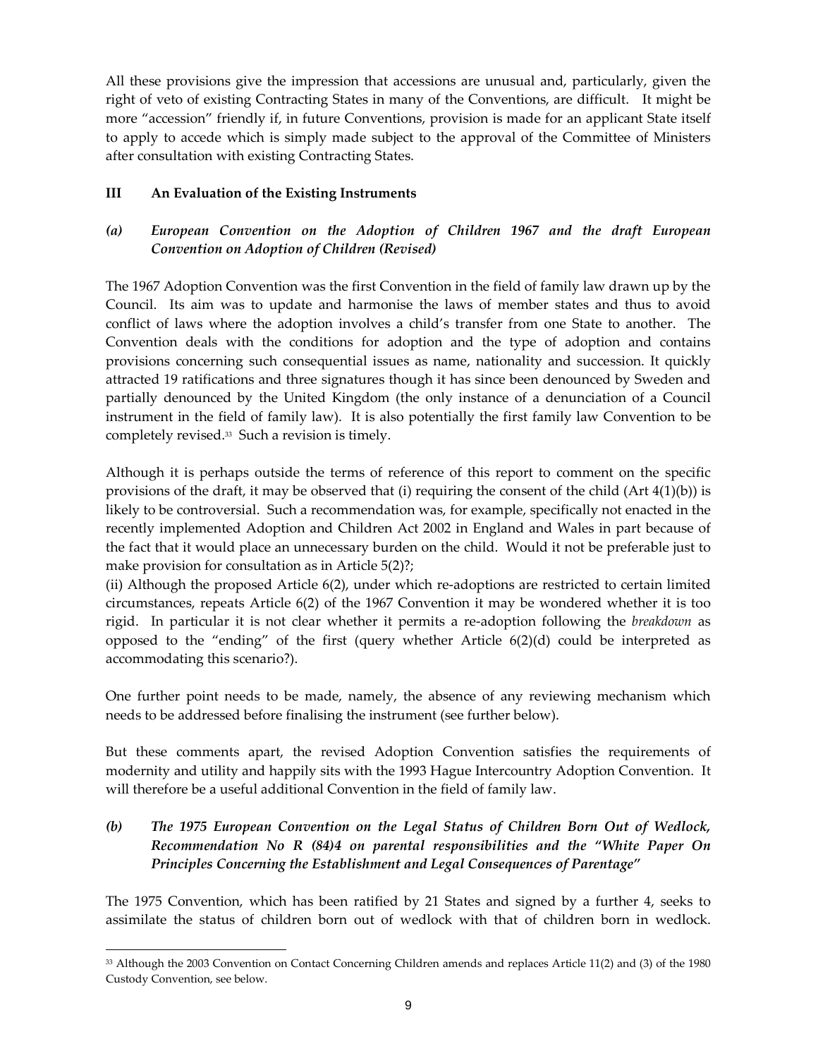All these provisions give the impression that accessions are unusual and, particularly, given the right of veto of existing Contracting States in many of the Conventions, are difficult. It might be more "accession" friendly if, in future Conventions, provision is made for an applicant State itself to apply to accede which is simply made subject to the approval of the Committee of Ministers after consultation with existing Contracting States.

## III An Evaluation of the Existing Instruments

### *(a) European Convention on the Adoption of Children 1967 and the draft European Convention on Adoption of Children (Revised)*

The 1967 Adoption Convention was the first Convention in the field of family law drawn up by the Council. Its aim was to update and harmonise the laws of member states and thus to avoid conflict of laws where the adoption involves a child's transfer from one State to another. The Convention deals with the conditions for adoption and the type of adoption and contains provisions concerning such consequential issues as name, nationality and succession. It quickly attracted 19 ratifications and three signatures though it has since been denounced by Sweden and partially denounced by the United Kingdom (the only instance of a denunciation of a Council instrument in the field of family law). It is also potentially the first family law Convention to be completely revised.[33] Such a revision is timely.

Although it is perhaps outside the terms of reference of this report to comment on the specific provisions of the draft, it may be observed that (i) requiring the consent of the child (Art 4(1)(b)) is likely to be controversial. Such a recommendation was, for example, specifically not enacted in the recently implemented Adoption and Children Act 2002 in England and Wales in part because of the fact that it would place an unnecessary burden on the child. Would it not be preferable just to make provision for consultation as in Article 5(2)?;

(ii) Although the proposed Article 6(2), under which re-adoptions are restricted to certain limited circumstances, repeats Article 6(2) of the 1967 Convention it may be wondered whether it is too rigid. In particular it is not clear whether it permits a re-adoption following the *breakdown* as opposed to the "ending" of the first (query whether Article 6(2)(d) could be interpreted as accommodating this scenario?).

One further point needs to be made, namely, the absence of any reviewing mechanism which needs to be addressed before finalising the instrument (see further below).

But these comments apart, the revised Adoption Convention satisfies the requirements of modernity and utility and happily sits with the 1993 Hague Intercountry Adoption Convention. It will therefore be a useful additional Convention in the field of family law.

### *(b) The 1975 European Convention on the Legal Status of Children Born Out of Wedlock, Recommendation No R (84)4 on parental responsibilities and the "White Paper On Principles Concerning the Establishment and Legal Consequences of Parentage"*

The 1975 Convention, which has been ratified by 21 States and signed by a further 4, seeks to assimilate the status of children born out of wedlock with that of children born in wedlock.

---

[33] Although the 2003 Convention on Contact Concerning Children amends and replaces Article 11(2) and (3) of the 1980 Custody Convention, see below.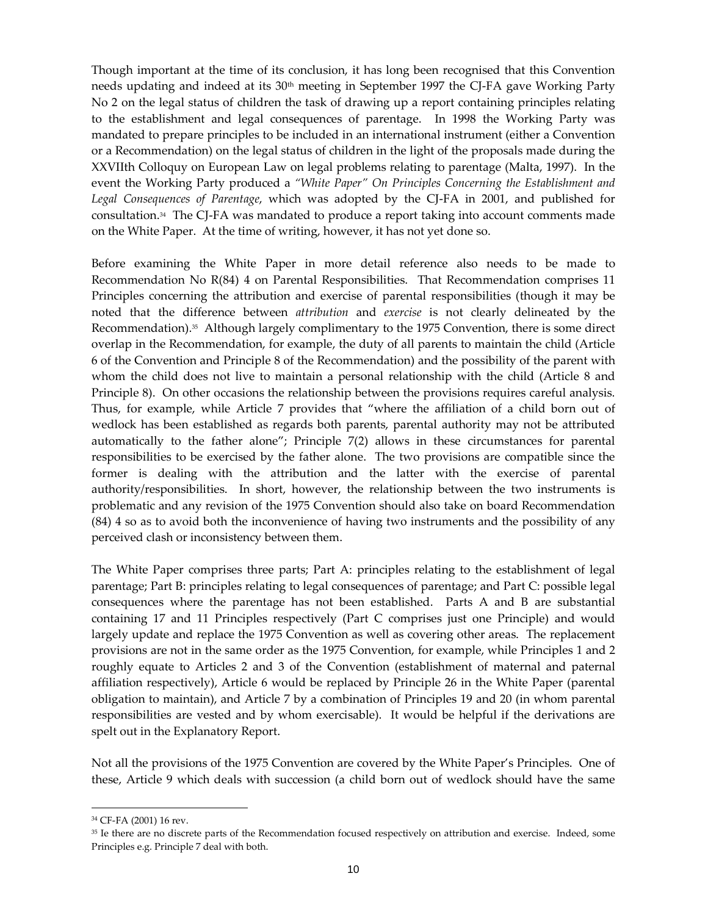Though important at the time of its conclusion, it has long been recognised that this Convention needs updating and indeed at its 30th meeting in September 1997 the CJ-FA gave Working Party No 2 on the legal status of children the task of drawing up a report containing principles relating to the establishment and legal consequences of parentage. In 1998 the Working Party was mandated to prepare principles to be included in an international instrument (either a Convention or a Recommendation) on the legal status of children in the light of the proposals made during the XXVIIth Colloquy on European Law on legal problems relating to parentage (Malta, 1997). In the event the Working Party produced a *"White Paper" On Principles Concerning the Establishment and Legal Consequences of Parentage*, which was adopted by the CJ-FA in 2001, and published for consultation.[34] The CJ-FA was mandated to produce a report taking into account comments made on the White Paper. At the time of writing, however, it has not yet done so.

Before examining the White Paper in more detail reference also needs to be made to Recommendation No R(84) 4 on Parental Responsibilities. That Recommendation comprises 11 Principles concerning the attribution and exercise of parental responsibilities (though it may be noted that the difference between *attribution* and *exercise* is not clearly delineated by the Recommendation).[35] Although largely complimentary to the 1975 Convention, there is some direct overlap in the Recommendation, for example, the duty of all parents to maintain the child (Article 6 of the Convention and Principle 8 of the Recommendation) and the possibility of the parent with whom the child does not live to maintain a personal relationship with the child (Article 8 and Principle 8). On other occasions the relationship between the provisions requires careful analysis. Thus, for example, while Article 7 provides that "where the affiliation of a child born out of wedlock has been established as regards both parents, parental authority may not be attributed automatically to the father alone"; Principle 7(2) allows in these circumstances for parental responsibilities to be exercised by the father alone. The two provisions are compatible since the former is dealing with the attribution and the latter with the exercise of parental authority/responsibilities. In short, however, the relationship between the two instruments is problematic and any revision of the 1975 Convention should also take on board Recommendation (84) 4 so as to avoid both the inconvenience of having two instruments and the possibility of any perceived clash or inconsistency between them.

The White Paper comprises three parts; Part A: principles relating to the establishment of legal parentage; Part B: principles relating to legal consequences of parentage; and Part C: possible legal consequences where the parentage has not been established. Parts A and B are substantial containing 17 and 11 Principles respectively (Part C comprises just one Principle) and would largely update and replace the 1975 Convention as well as covering other areas. The replacement provisions are not in the same order as the 1975 Convention, for example, while Principles 1 and 2 roughly equate to Articles 2 and 3 of the Convention (establishment of maternal and paternal affiliation respectively), Article 6 would be replaced by Principle 26 in the White Paper (parental obligation to maintain), and Article 7 by a combination of Principles 19 and 20 (in whom parental responsibilities are vested and by whom exercisable). It would be helpful if the derivations are spelt out in the Explanatory Report.

Not all the provisions of the 1975 Convention are covered by the White Paper's Principles. One of these, Article 9 which deals with succession (a child born out of wedlock should have the same

---

[34] CF-FA (2001) 16 rev.

[35] Ie there are no discrete parts of the Recommendation focused respectively on attribution and exercise. Indeed, some Principles e.g. Principle 7 deal with both.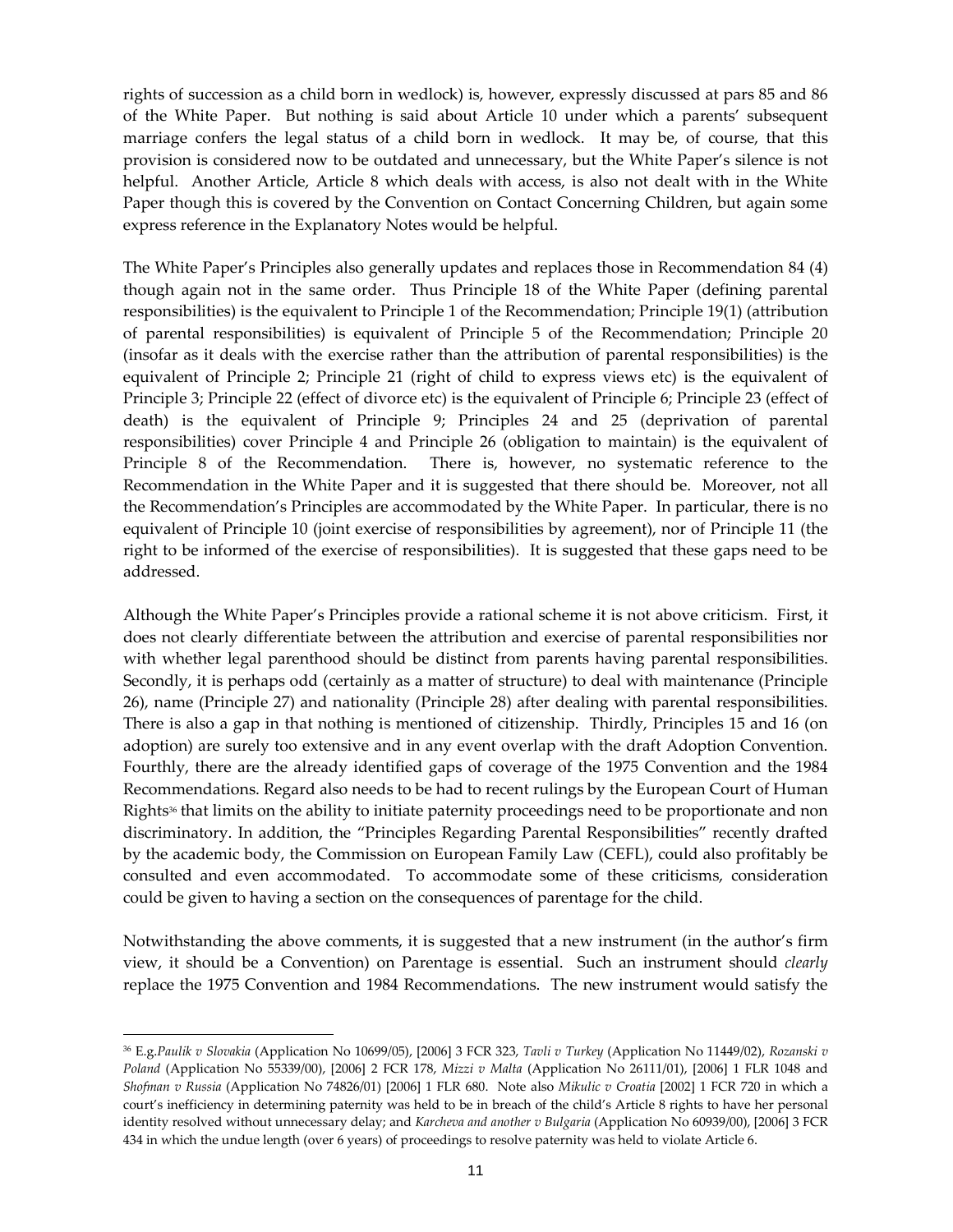rights of succession as a child born in wedlock) is, however, expressly discussed at pars 85 and 86 of the White Paper. But nothing is said about Article 10 under which a parents' subsequent marriage confers the legal status of a child born in wedlock. It may be, of course, that this provision is considered now to be outdated and unnecessary, but the White Paper's silence is not helpful. Another Article, Article 8 which deals with access, is also not dealt with in the White Paper though this is covered by the Convention on Contact Concerning Children, but again some express reference in the Explanatory Notes would be helpful.

The White Paper's Principles also generally updates and replaces those in Recommendation 84 (4) though again not in the same order. Thus Principle 18 of the White Paper (defining parental responsibilities) is the equivalent to Principle 1 of the Recommendation; Principle 19(1) (attribution of parental responsibilities) is equivalent of Principle 5 of the Recommendation; Principle 20 (insofar as it deals with the exercise rather than the attribution of parental responsibilities) is the equivalent of Principle 2; Principle 21 (right of child to express views etc) is the equivalent of Principle 3; Principle 22 (effect of divorce etc) is the equivalent of Principle 6; Principle 23 (effect of death) is the equivalent of Principle 9; Principles 24 and 25 (deprivation of parental responsibilities) cover Principle 4 and Principle 26 (obligation to maintain) is the equivalent of Principle 8 of the Recommendation. There is, however, no systematic reference to the Recommendation in the White Paper and it is suggested that there should be. Moreover, not all the Recommendation's Principles are accommodated by the White Paper. In particular, there is no equivalent of Principle 10 (joint exercise of responsibilities by agreement), nor of Principle 11 (the right to be informed of the exercise of responsibilities). It is suggested that these gaps need to be addressed.

Although the White Paper's Principles provide a rational scheme it is not above criticism. First, it does not clearly differentiate between the attribution and exercise of parental responsibilities nor with whether legal parenthood should be distinct from parents having parental responsibilities. Secondly, it is perhaps odd (certainly as a matter of structure) to deal with maintenance (Principle 26), name (Principle 27) and nationality (Principle 28) after dealing with parental responsibilities. There is also a gap in that nothing is mentioned of citizenship. Thirdly, Principles 15 and 16 (on adoption) are surely too extensive and in any event overlap with the draft Adoption Convention. Fourthly, there are the already identified gaps of coverage of the 1975 Convention and the 1984 Recommendations. Regard also needs to be had to recent rulings by the European Court of Human Rights[36] that limits on the ability to initiate paternity proceedings need to be proportionate and non discriminatory. In addition, the "Principles Regarding Parental Responsibilities" recently drafted by the academic body, the Commission on European Family Law (CEFL), could also profitably be consulted and even accommodated. To accommodate some of these criticisms, consideration could be given to having a section on the consequences of parentage for the child.

Notwithstanding the above comments, it is suggested that a new instrument (in the author's firm view, it should be a Convention) on Parentage is essential. Such an instrument should *clearly* replace the 1975 Convention and 1984 Recommendations. The new instrument would satisfy the

---

[36] E.g.*Paulik v Slovakia* (Application No 10699/05), [2006] 3 FCR 323, *Tavli v Turkey* (Application No 11449/02), *Rozanski v Poland* (Application No 55339/00), [2006] 2 FCR 178, *Mizzi v Malta* (Application No 26111/01), [2006] 1 FLR 1048 and *Shofman v Russia* (Application No 74826/01) [2006] 1 FLR 680. Note also *Mikulic v Croatia* [2002] 1 FCR 720 in which a court's inefficiency in determining paternity was held to be in breach of the child's Article 8 rights to have her personal identity resolved without unnecessary delay; and *Karcheva and another v Bulgaria* (Application No 60939/00), [2006] 3 FCR 434 in which the undue length (over 6 years) of proceedings to resolve paternity was held to violate Article 6.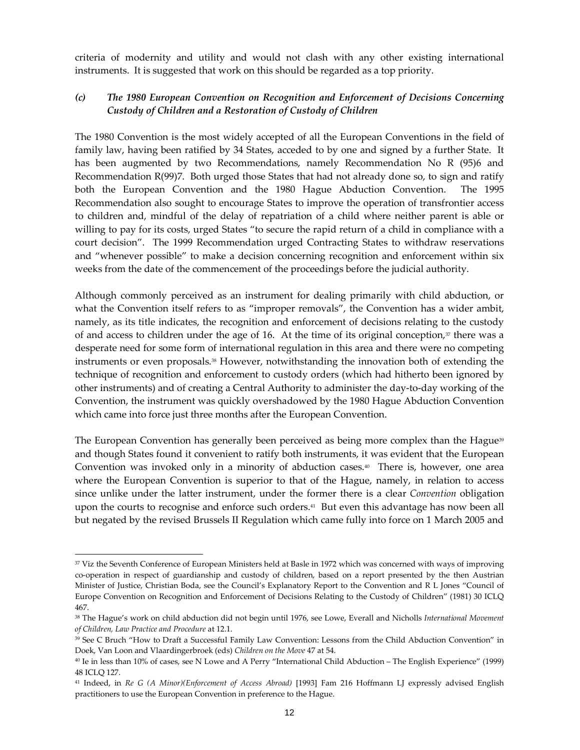criteria of modernity and utility and would not clash with any other existing international instruments. It is suggested that work on this should be regarded as a top priority.

### *(c) The 1980 European Convention on Recognition and Enforcement of Decisions Concerning Custody of Children and a Restoration of Custody of Children*

The 1980 Convention is the most widely accepted of all the European Conventions in the field of family law, having been ratified by 34 States, acceded to by one and signed by a further State. It has been augmented by two Recommendations, namely Recommendation No R (95)6 and Recommendation R(99)7. Both urged those States that had not already done so, to sign and ratify both the European Convention and the 1980 Hague Abduction Convention. The 1995 Recommendation also sought to encourage States to improve the operation of transfrontier access to children and, mindful of the delay of repatriation of a child where neither parent is able or willing to pay for its costs, urged States "to secure the rapid return of a child in compliance with a court decision". The 1999 Recommendation urged Contracting States to withdraw reservations and "whenever possible" to make a decision concerning recognition and enforcement within six weeks from the date of the commencement of the proceedings before the judicial authority.

Although commonly perceived as an instrument for dealing primarily with child abduction, or what the Convention itself refers to as "improper removals", the Convention has a wider ambit, namely, as its title indicates, the recognition and enforcement of decisions relating to the custody of and access to children under the age of 16. At the time of its original conception,[37] there was a desperate need for some form of international regulation in this area and there were no competing instruments or even proposals.[38] However, notwithstanding the innovation both of extending the technique of recognition and enforcement to custody orders (which had hitherto been ignored by other instruments) and of creating a Central Authority to administer the day-to-day working of the Convention, the instrument was quickly overshadowed by the 1980 Hague Abduction Convention which came into force just three months after the European Convention.

The European Convention has generally been perceived as being more complex than the Hague[39] and though States found it convenient to ratify both instruments, it was evident that the European Convention was invoked only in a minority of abduction cases.[40] There is, however, one area where the European Convention is superior to that of the Hague, namely, in relation to access since unlike under the latter instrument, under the former there is a clear *Convention* obligation upon the courts to recognise and enforce such orders.[41] But even this advantage has now been all but negated by the revised Brussels II Regulation which came fully into force on 1 March 2005 and

---

[37] Viz the Seventh Conference of European Ministers held at Basle in 1972 which was concerned with ways of improving co-operation in respect of guardianship and custody of children, based on a report presented by the then Austrian Minister of Justice, Christian Boda, see the Council's Explanatory Report to the Convention and R L Jones "Council of Europe Convention on Recognition and Enforcement of Decisions Relating to the Custody of Children" (1981) 30 ICLQ 467.

[38] The Hague's work on child abduction did not begin until 1976, see Lowe, Everall and Nicholls *International Movement of Children, Law Practice and Procedure* at 12.1.

[39] See C Bruch "How to Draft a Successful Family Law Convention: Lessons from the Child Abduction Convention" in Doek, Van Loon and Vlaardingerbroek (eds) *Children on the Move* 47 at 54.

[40] Ie in less than 10% of cases, see N Lowe and A Perry "International Child Abduction – The English Experience" (1999) 48 ICLQ 127.

[41] Indeed, in *Re G (A Minor)(Enforcement of Access Abroad)* [1993] Fam 216 Hoffmann LJ expressly advised English practitioners to use the European Convention in preference to the Hague.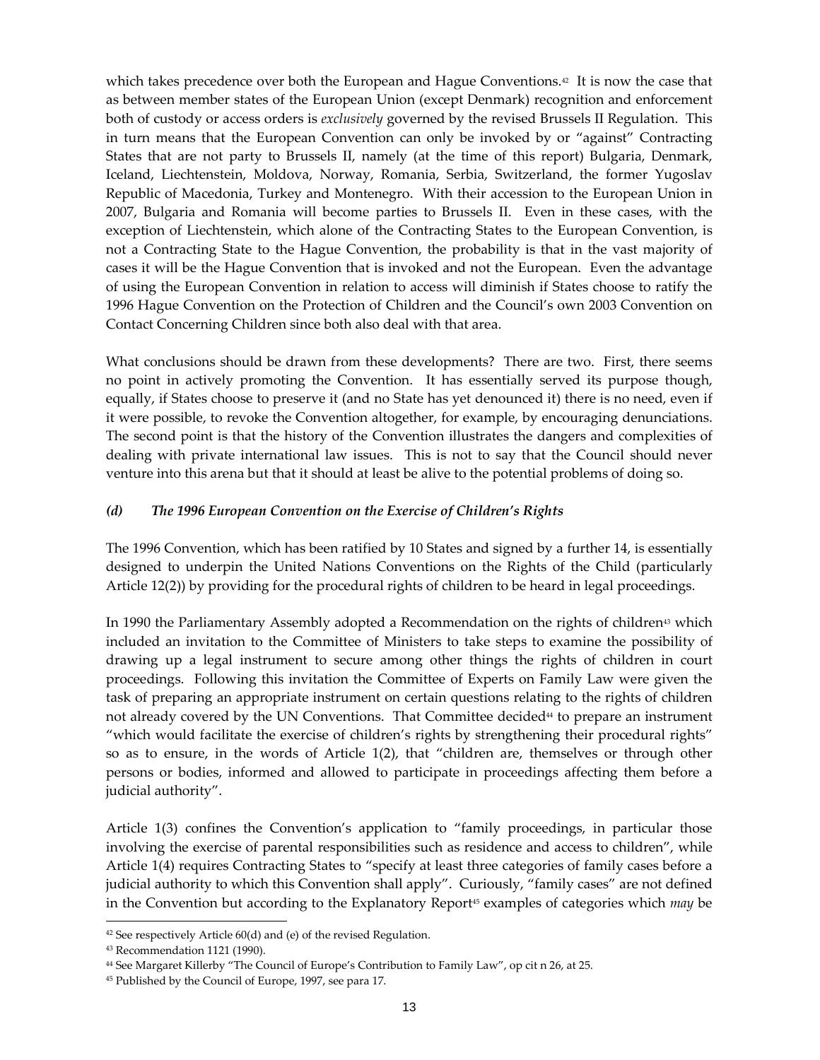which takes precedence over both the European and Hague Conventions.[42] It is now the case that as between member states of the European Union (except Denmark) recognition and enforcement both of custody or access orders is *exclusively* governed by the revised Brussels II Regulation. This in turn means that the European Convention can only be invoked by or "against" Contracting States that are not party to Brussels II, namely (at the time of this report) Bulgaria, Denmark, Iceland, Liechtenstein, Moldova, Norway, Romania, Serbia, Switzerland, the former Yugoslav Republic of Macedonia, Turkey and Montenegro. With their accession to the European Union in 2007, Bulgaria and Romania will become parties to Brussels II. Even in these cases, with the exception of Liechtenstein, which alone of the Contracting States to the European Convention, is not a Contracting State to the Hague Convention, the probability is that in the vast majority of cases it will be the Hague Convention that is invoked and not the European. Even the advantage of using the European Convention in relation to access will diminish if States choose to ratify the 1996 Hague Convention on the Protection of Children and the Council's own 2003 Convention on Contact Concerning Children since both also deal with that area.

What conclusions should be drawn from these developments? There are two. First, there seems no point in actively promoting the Convention. It has essentially served its purpose though, equally, if States choose to preserve it (and no State has yet denounced it) there is no need, even if it were possible, to revoke the Convention altogether, for example, by encouraging denunciations. The second point is that the history of the Convention illustrates the dangers and complexities of dealing with private international law issues. This is not to say that the Council should never venture into this arena but that it should at least be alive to the potential problems of doing so.

### *(d) The 1996 European Convention on the Exercise of Children's Rights*

The 1996 Convention, which has been ratified by 10 States and signed by a further 14, is essentially designed to underpin the United Nations Conventions on the Rights of the Child (particularly Article 12(2)) by providing for the procedural rights of children to be heard in legal proceedings.

In 1990 the Parliamentary Assembly adopted a Recommendation on the rights of children[43] which included an invitation to the Committee of Ministers to take steps to examine the possibility of drawing up a legal instrument to secure among other things the rights of children in court proceedings. Following this invitation the Committee of Experts on Family Law were given the task of preparing an appropriate instrument on certain questions relating to the rights of children not already covered by the UN Conventions. That Committee decided[44] to prepare an instrument "which would facilitate the exercise of children's rights by strengthening their procedural rights" so as to ensure, in the words of Article 1(2), that "children are, themselves or through other persons or bodies, informed and allowed to participate in proceedings affecting them before a judicial authority".

Article 1(3) confines the Convention's application to "family proceedings, in particular those involving the exercise of parental responsibilities such as residence and access to children", while Article 1(4) requires Contracting States to "specify at least three categories of family cases before a judicial authority to which this Convention shall apply". Curiously, "family cases" are not defined in the Convention but according to the Explanatory Report[45] examples of categories which *may* be

---

[42] See respectively Article 60(d) and (e) of the revised Regulation.

[43] Recommendation 1121 (1990).

[44] See Margaret Killerby "The Council of Europe's Contribution to Family Law", op cit n 26, at 25.

[45] Published by the Council of Europe, 1997, see para 17.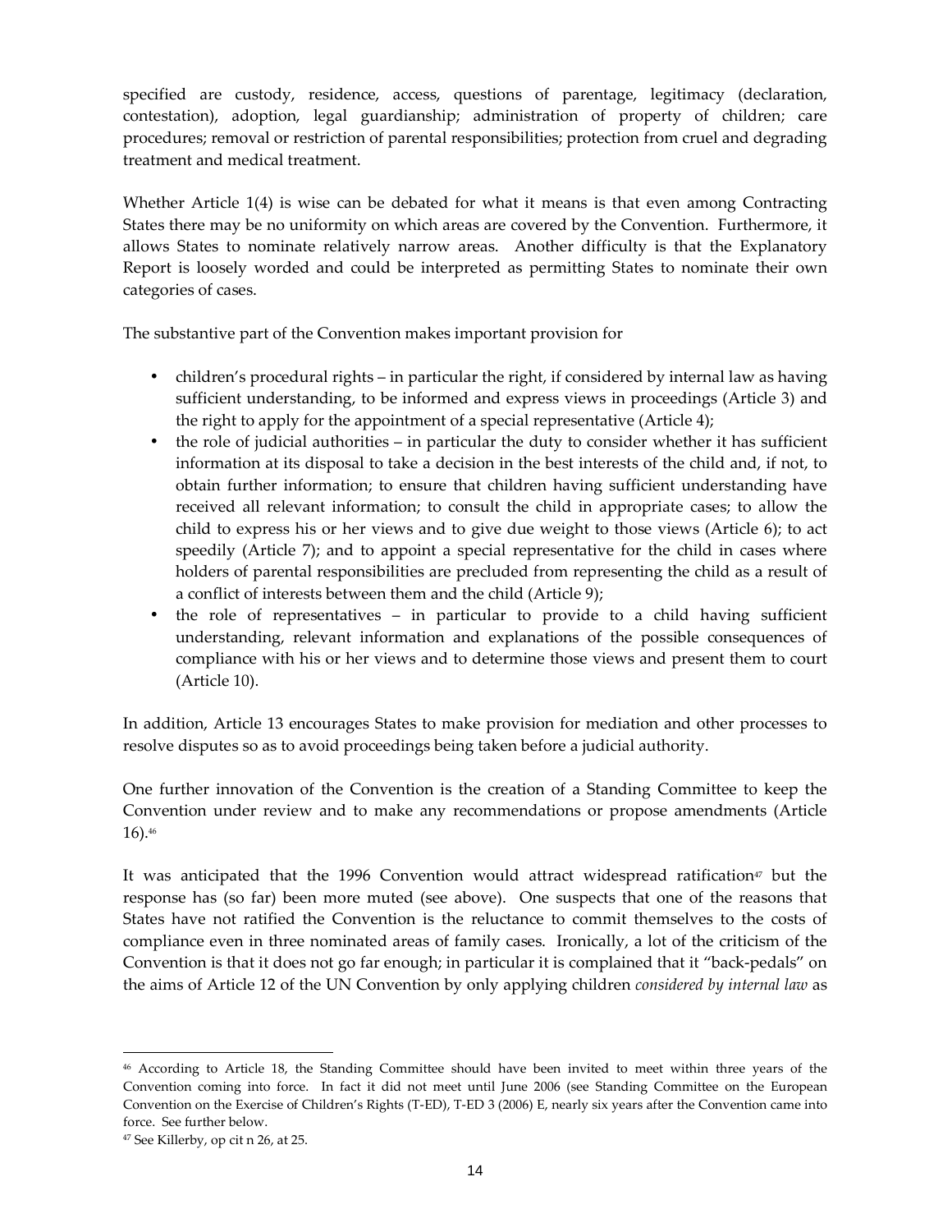specified are custody, residence, access, questions of parentage, legitimacy (declaration, contestation), adoption, legal guardianship; administration of property of children; care procedures; removal or restriction of parental responsibilities; protection from cruel and degrading treatment and medical treatment.

Whether Article 1(4) is wise can be debated for what it means is that even among Contracting States there may be no uniformity on which areas are covered by the Convention. Furthermore, it allows States to nominate relatively narrow areas. Another difficulty is that the Explanatory Report is loosely worded and could be interpreted as permitting States to nominate their own categories of cases.

The substantive part of the Convention makes important provision for

- children's procedural rights – in particular the right, if considered by internal law as having sufficient understanding, to be informed and express views in proceedings (Article 3) and the right to apply for the appointment of a special representative (Article 4);
- the role of judicial authorities – in particular the duty to consider whether it has sufficient information at its disposal to take a decision in the best interests of the child and, if not, to obtain further information; to ensure that children having sufficient understanding have received all relevant information; to consult the child in appropriate cases; to allow the child to express his or her views and to give due weight to those views (Article 6); to act speedily (Article 7); and to appoint a special representative for the child in cases where holders of parental responsibilities are precluded from representing the child as a result of a conflict of interests between them and the child (Article 9);
- the role of representatives – in particular to provide to a child having sufficient understanding, relevant information and explanations of the possible consequences of compliance with his or her views and to determine those views and present them to court (Article 10).

In addition, Article 13 encourages States to make provision for mediation and other processes to resolve disputes so as to avoid proceedings being taken before a judicial authority.

One further innovation of the Convention is the creation of a Standing Committee to keep the Convention under review and to make any recommendations or propose amendments (Article 16).[46]

It was anticipated that the 1996 Convention would attract widespread ratification[47] but the response has (so far) been more muted (see above). One suspects that one of the reasons that States have not ratified the Convention is the reluctance to commit themselves to the costs of compliance even in three nominated areas of family cases. Ironically, a lot of the criticism of the Convention is that it does not go far enough; in particular it is complained that it "back-pedals" on the aims of Article 12 of the UN Convention by only applying children *considered by internal law* as

---

[46] According to Article 18, the Standing Committee should have been invited to meet within three years of the Convention coming into force. In fact it did not meet until June 2006 (see Standing Committee on the European Convention on the Exercise of Children's Rights (T-ED), T-ED 3 (2006) E, nearly six years after the Convention came into force. See further below.

[47] See Killerby, op cit n 26, at 25.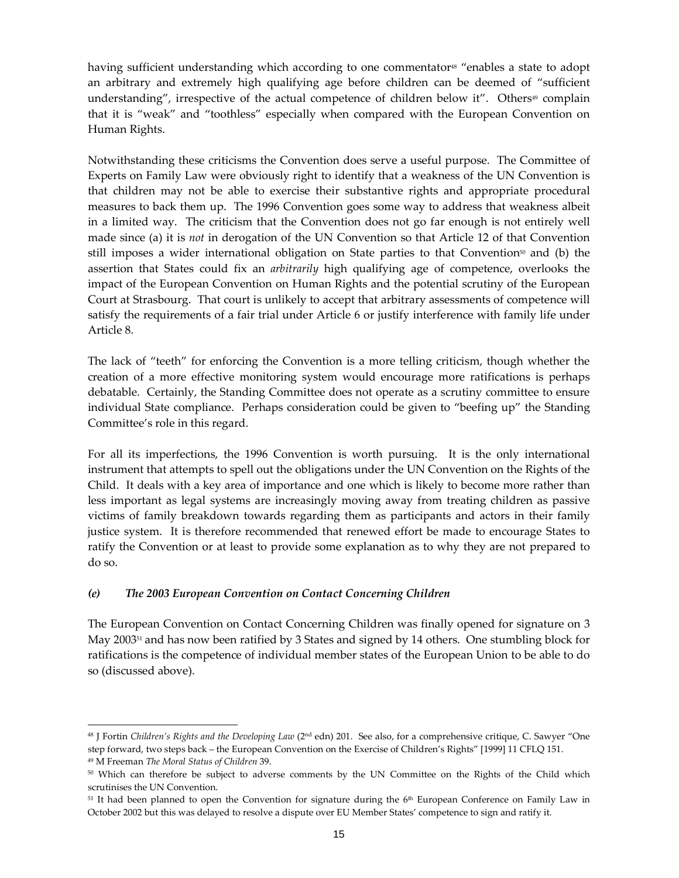having sufficient understanding which according to one commentator[48] "enables a state to adopt an arbitrary and extremely high qualifying age before children can be deemed of "sufficient understanding", irrespective of the actual competence of children below it". Others[49] complain that it is "weak" and "toothless" especially when compared with the European Convention on Human Rights.

Notwithstanding these criticisms the Convention does serve a useful purpose. The Committee of Experts on Family Law were obviously right to identify that a weakness of the UN Convention is that children may not be able to exercise their substantive rights and appropriate procedural measures to back them up. The 1996 Convention goes some way to address that weakness albeit in a limited way. The criticism that the Convention does not go far enough is not entirely well made since (a) it is *not* in derogation of the UN Convention so that Article 12 of that Convention still imposes a wider international obligation on State parties to that Convention[50] and (b) the assertion that States could fix an *arbitrarily* high qualifying age of competence, overlooks the impact of the European Convention on Human Rights and the potential scrutiny of the European Court at Strasbourg. That court is unlikely to accept that arbitrary assessments of competence will satisfy the requirements of a fair trial under Article 6 or justify interference with family life under Article 8.

The lack of "teeth" for enforcing the Convention is a more telling criticism, though whether the creation of a more effective monitoring system would encourage more ratifications is perhaps debatable. Certainly, the Standing Committee does not operate as a scrutiny committee to ensure individual State compliance. Perhaps consideration could be given to "beefing up" the Standing Committee's role in this regard.

For all its imperfections, the 1996 Convention is worth pursuing. It is the only international instrument that attempts to spell out the obligations under the UN Convention on the Rights of the Child. It deals with a key area of importance and one which is likely to become more rather than less important as legal systems are increasingly moving away from treating children as passive victims of family breakdown towards regarding them as participants and actors in their family justice system. It is therefore recommended that renewed effort be made to encourage States to ratify the Convention or at least to provide some explanation as to why they are not prepared to do so.

### *(e) The 2003 European Convention on Contact Concerning Children*

The European Convention on Contact Concerning Children was finally opened for signature on 3 May 2003[51] and has now been ratified by 3 States and signed by 14 others. One stumbling block for ratifications is the competence of individual member states of the European Union to be able to do so (discussed above).

---

[48] J Fortin *Children's Rights and the Developing Law* (2nd edn) 201. See also, for a comprehensive critique, C. Sawyer "One step forward, two steps back – the European Convention on the Exercise of Children's Rights" [1999] 11 CFLQ 151.

[49] M Freeman *The Moral Status of Children* 39.

[50] Which can therefore be subject to adverse comments by the UN Committee on the Rights of the Child which scrutinises the UN Convention.

[51] It had been planned to open the Convention for signature during the 6th European Conference on Family Law in October 2002 but this was delayed to resolve a dispute over EU Member States' competence to sign and ratify it.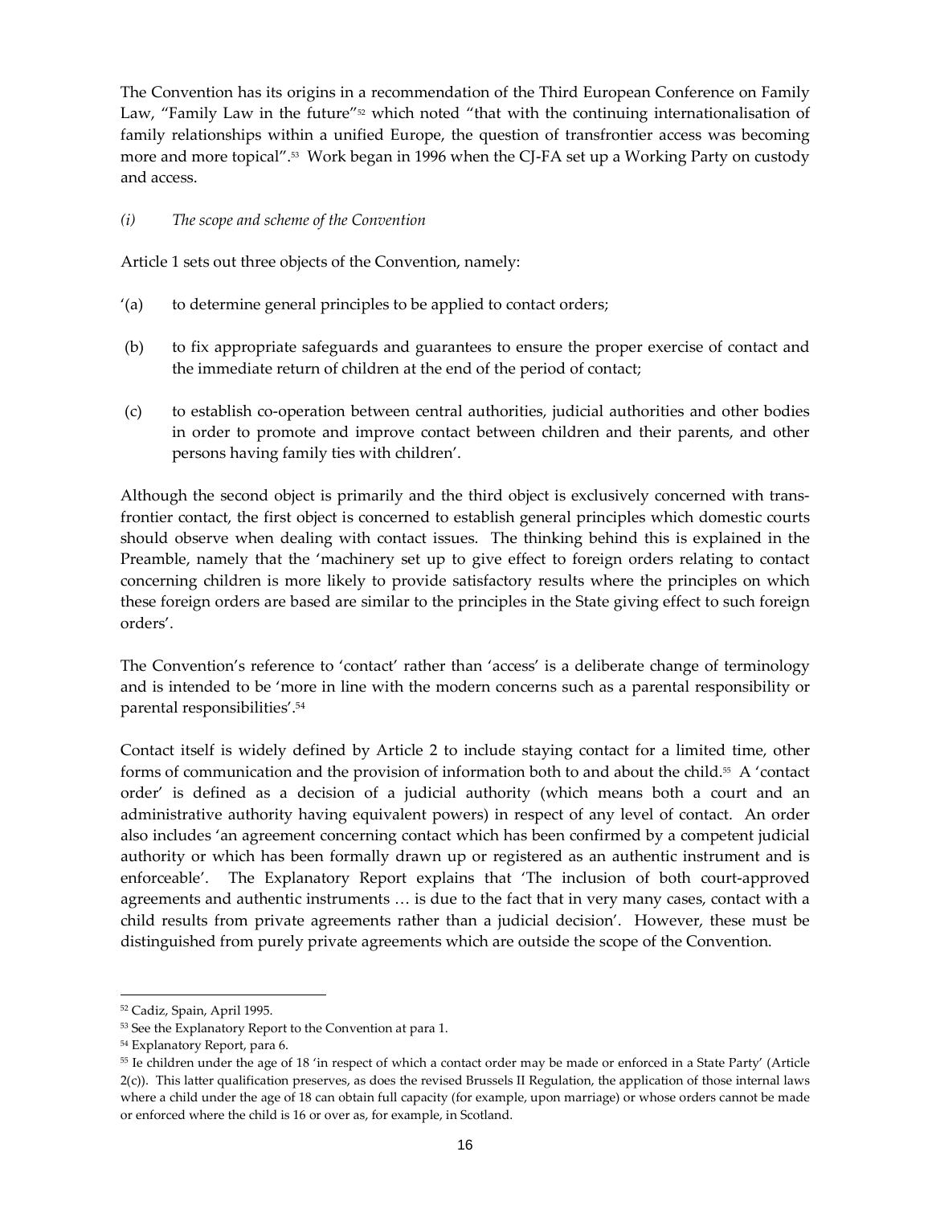The Convention has its origins in a recommendation of the Third European Conference on Family Law, "Family Law in the future"[52] which noted "that with the continuing internationalisation of family relationships within a unified Europe, the question of transfrontier access was becoming more and more topical".[53] Work began in 1996 when the CJ-FA set up a Working Party on custody and access.

*(i) The scope and scheme of the Convention*

Article 1 sets out three objects of the Convention, namely:

'(a) to determine general principles to be applied to contact orders;

(b) to fix appropriate safeguards and guarantees to ensure the proper exercise of contact and the immediate return of children at the end of the period of contact;

(c) to establish co-operation between central authorities, judicial authorities and other bodies in order to promote and improve contact between children and their parents, and other persons having family ties with children'.

Although the second object is primarily and the third object is exclusively concerned with trans-frontier contact, the first object is concerned to establish general principles which domestic courts should observe when dealing with contact issues. The thinking behind this is explained in the Preamble, namely that the 'machinery set up to give effect to foreign orders relating to contact concerning children is more likely to provide satisfactory results where the principles on which these foreign orders are based are similar to the principles in the State giving effect to such foreign orders'.

The Convention's reference to 'contact' rather than 'access' is a deliberate change of terminology and is intended to be 'more in line with the modern concerns such as a parental responsibility or parental responsibilities'.[54]

Contact itself is widely defined by Article 2 to include staying contact for a limited time, other forms of communication and the provision of information both to and about the child.[55] A 'contact order' is defined as a decision of a judicial authority (which means both a court and an administrative authority having equivalent powers) in respect of any level of contact. An order also includes 'an agreement concerning contact which has been confirmed by a competent judicial authority or which has been formally drawn up or registered as an authentic instrument and is enforceable'. The Explanatory Report explains that 'The inclusion of both court-approved agreements and authentic instruments … is due to the fact that in very many cases, contact with a child results from private agreements rather than a judicial decision'. However, these must be distinguished from purely private agreements which are outside the scope of the Convention.

---

[52] Cadiz, Spain, April 1995.

[53] See the Explanatory Report to the Convention at para 1.

[54] Explanatory Report, para 6.

[55] Ie children under the age of 18 'in respect of which a contact order may be made or enforced in a State Party' (Article 2(c)). This latter qualification preserves, as does the revised Brussels II Regulation, the application of those internal laws where a child under the age of 18 can obtain full capacity (for example, upon marriage) or whose orders cannot be made or enforced where the child is 16 or over as, for example, in Scotland.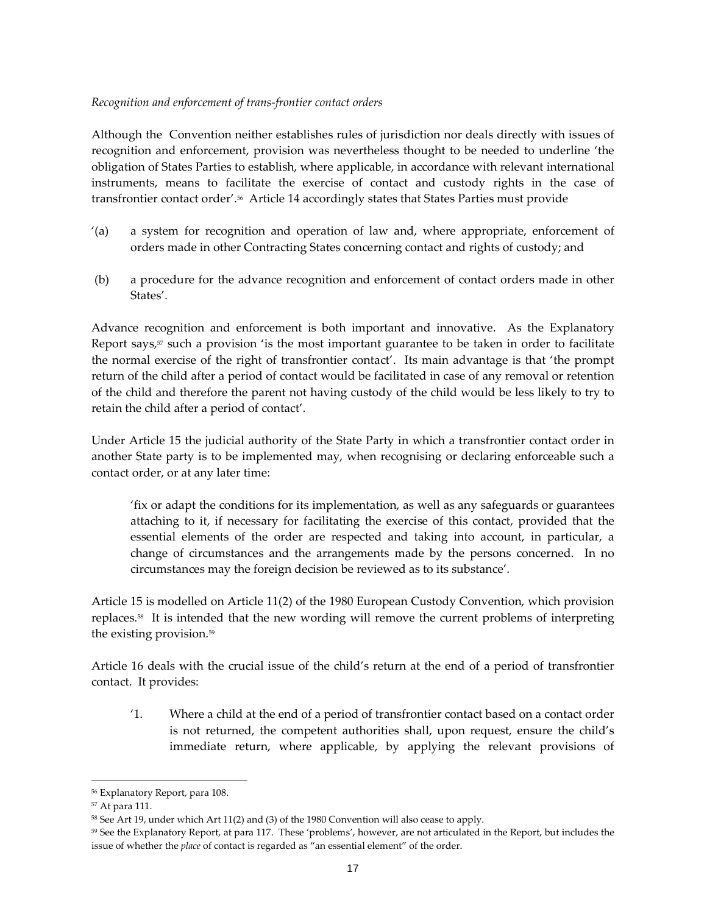*Recognition and enforcement of trans-frontier contact orders*

Although the Convention neither establishes rules of jurisdiction nor deals directly with issues of recognition and enforcement, provision was nevertheless thought to be needed to underline 'the obligation of States Parties to establish, where applicable, in accordance with relevant international instruments, means to facilitate the exercise of contact and custody rights in the case of transfrontier contact order'.[56] Article 14 accordingly states that States Parties must provide

'(a) a system for recognition and operation of law and, where appropriate, enforcement of orders made in other Contracting States concerning contact and rights of custody; and

(b) a procedure for the advance recognition and enforcement of contact orders made in other States'.

Advance recognition and enforcement is both important and innovative. As the Explanatory Report says,[57] such a provision 'is the most important guarantee to be taken in order to facilitate the normal exercise of the right of transfrontier contact'. Its main advantage is that 'the prompt return of the child after a period of contact would be facilitated in case of any removal or retention of the child and therefore the parent not having custody of the child would be less likely to try to retain the child after a period of contact'.

Under Article 15 the judicial authority of the State Party in which a transfrontier contact order in another State party is to be implemented may, when recognising or declaring enforceable such a contact order, or at any later time:

> 'fix or adapt the conditions for its implementation, as well as any safeguards or guarantees attaching to it, if necessary for facilitating the exercise of this contact, provided that the essential elements of the order are respected and taking into account, in particular, a change of circumstances and the arrangements made by the persons concerned. In no circumstances may the foreign decision be reviewed as to its substance'.

Article 15 is modelled on Article 11(2) of the 1980 European Custody Convention, which provision replaces.[58] It is intended that the new wording will remove the current problems of interpreting the existing provision.[59]

Article 16 deals with the crucial issue of the child's return at the end of a period of transfrontier contact. It provides:

> '1. Where a child at the end of a period of transfrontier contact based on a contact order is not returned, the competent authorities shall, upon request, ensure the child's immediate return, where applicable, by applying the relevant provisions of

---

[56] Explanatory Report, para 108.

[57] At para 111.

[58] See Art 19, under which Art 11(2) and (3) of the 1980 Convention will also cease to apply.

[59] See the Explanatory Report, at para 117. These 'problems', however, are not articulated in the Report, but includes the issue of whether the *place* of contact is regarded as "an essential element" of the order.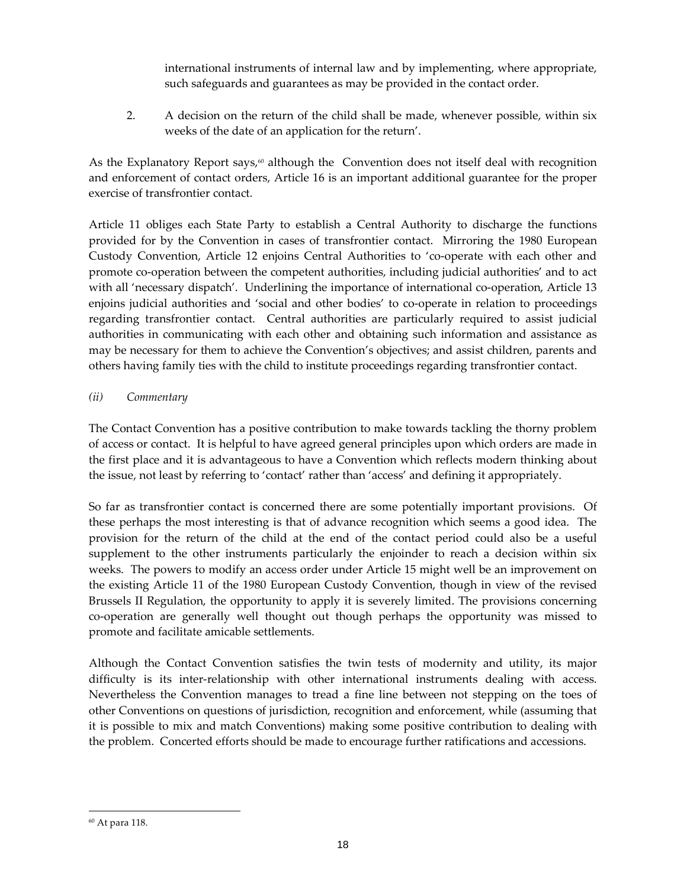international instruments of internal law and by implementing, where appropriate, such safeguards and guarantees as may be provided in the contact order.

2. A decision on the return of the child shall be made, whenever possible, within six weeks of the date of an application for the return'.

As the Explanatory Report says,[60] although the Convention does not itself deal with recognition and enforcement of contact orders, Article 16 is an important additional guarantee for the proper exercise of transfrontier contact.

Article 11 obliges each State Party to establish a Central Authority to discharge the functions provided for by the Convention in cases of transfrontier contact. Mirroring the 1980 European Custody Convention, Article 12 enjoins Central Authorities to 'co-operate with each other and promote co-operation between the competent authorities, including judicial authorities' and to act with all 'necessary dispatch'. Underlining the importance of international co-operation, Article 13 enjoins judicial authorities and 'social and other bodies' to co-operate in relation to proceedings regarding transfrontier contact. Central authorities are particularly required to assist judicial authorities in communicating with each other and obtaining such information and assistance as may be necessary for them to achieve the Convention's objectives; and assist children, parents and others having family ties with the child to institute proceedings regarding transfrontier contact.

*(ii) Commentary*

The Contact Convention has a positive contribution to make towards tackling the thorny problem of access or contact. It is helpful to have agreed general principles upon which orders are made in the first place and it is advantageous to have a Convention which reflects modern thinking about the issue, not least by referring to 'contact' rather than 'access' and defining it appropriately.

So far as transfrontier contact is concerned there are some potentially important provisions. Of these perhaps the most interesting is that of advance recognition which seems a good idea. The provision for the return of the child at the end of the contact period could also be a useful supplement to the other instruments particularly the enjoinder to reach a decision within six weeks. The powers to modify an access order under Article 15 might well be an improvement on the existing Article 11 of the 1980 European Custody Convention, though in view of the revised Brussels II Regulation, the opportunity to apply it is severely limited. The provisions concerning co-operation are generally well thought out though perhaps the opportunity was missed to promote and facilitate amicable settlements.

Although the Contact Convention satisfies the twin tests of modernity and utility, its major difficulty is its inter-relationship with other international instruments dealing with access. Nevertheless the Convention manages to tread a fine line between not stepping on the toes of other Conventions on questions of jurisdiction, recognition and enforcement, while (assuming that it is possible to mix and match Conventions) making some positive contribution to dealing with the problem. Concerted efforts should be made to encourage further ratifications and accessions.

[60] At para 118.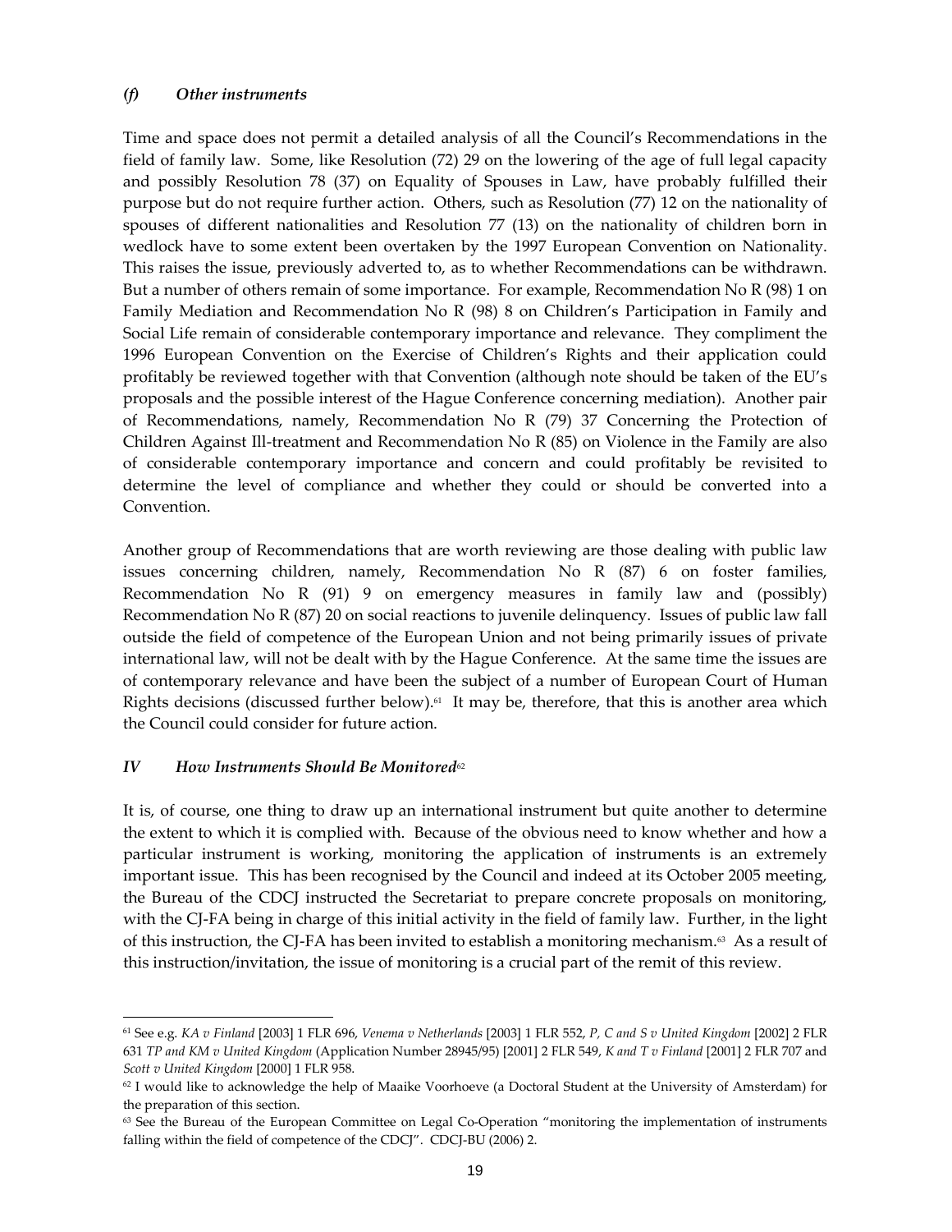### *(f) Other instruments*

Time and space does not permit a detailed analysis of all the Council's Recommendations in the field of family law. Some, like Resolution (72) 29 on the lowering of the age of full legal capacity and possibly Resolution 78 (37) on Equality of Spouses in Law, have probably fulfilled their purpose but do not require further action. Others, such as Resolution (77) 12 on the nationality of spouses of different nationalities and Resolution 77 (13) on the nationality of children born in wedlock have to some extent been overtaken by the 1997 European Convention on Nationality. This raises the issue, previously adverted to, as to whether Recommendations can be withdrawn. But a number of others remain of some importance. For example, Recommendation No R (98) 1 on Family Mediation and Recommendation No R (98) 8 on Children's Participation in Family and Social Life remain of considerable contemporary importance and relevance. They compliment the 1996 European Convention on the Exercise of Children's Rights and their application could profitably be reviewed together with that Convention (although note should be taken of the EU's proposals and the possible interest of the Hague Conference concerning mediation). Another pair of Recommendations, namely, Recommendation No R (79) 37 Concerning the Protection of Children Against Ill-treatment and Recommendation No R (85) on Violence in the Family are also of considerable contemporary importance and concern and could profitably be revisited to determine the level of compliance and whether they could or should be converted into a Convention.

Another group of Recommendations that are worth reviewing are those dealing with public law issues concerning children, namely, Recommendation No R (87) 6 on foster families, Recommendation No R (91) 9 on emergency measures in family law and (possibly) Recommendation No R (87) 20 on social reactions to juvenile delinquency. Issues of public law fall outside the field of competence of the European Union and not being primarily issues of private international law, will not be dealt with by the Hague Conference. At the same time the issues are of contemporary relevance and have been the subject of a number of European Court of Human Rights decisions (discussed further below).[61] It may be, therefore, that this is another area which the Council could consider for future action.

## *IV How Instruments Should Be Monitored*[62]

It is, of course, one thing to draw up an international instrument but quite another to determine the extent to which it is complied with. Because of the obvious need to know whether and how a particular instrument is working, monitoring the application of instruments is an extremely important issue. This has been recognised by the Council and indeed at its October 2005 meeting, the Bureau of the CDCJ instructed the Secretariat to prepare concrete proposals on monitoring, with the CJ-FA being in charge of this initial activity in the field of family law. Further, in the light of this instruction, the CJ-FA has been invited to establish a monitoring mechanism.[63] As a result of this instruction/invitation, the issue of monitoring is a crucial part of the remit of this review.

---

[61] See e.g. *KA v Finland* [2003] 1 FLR 696, *Venema v Netherlands* [2003] 1 FLR 552, *P, C and S v United Kingdom* [2002] 2 FLR 631 *TP and KM v United Kingdom* (Application Number 28945/95) [2001] 2 FLR 549, *K and T v Finland* [2001] 2 FLR 707 and *Scott v United Kingdom* [2000] 1 FLR 958.

[62] I would like to acknowledge the help of Maaike Voorhoeve (a Doctoral Student at the University of Amsterdam) for the preparation of this section.

[63] See the Bureau of the European Committee on Legal Co-Operation "monitoring the implementation of instruments falling within the field of competence of the CDCJ". CDCJ-BU (2006) 2.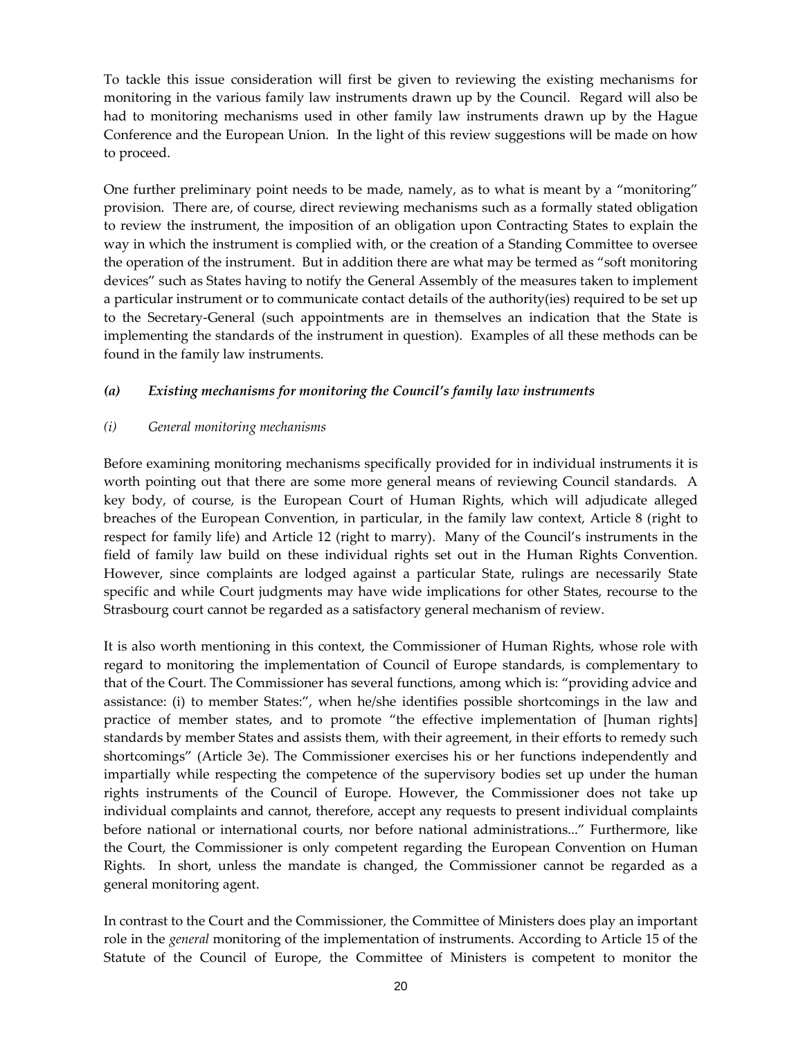To tackle this issue consideration will first be given to reviewing the existing mechanisms for monitoring in the various family law instruments drawn up by the Council. Regard will also be had to monitoring mechanisms used in other family law instruments drawn up by the Hague Conference and the European Union. In the light of this review suggestions will be made on how to proceed.

One further preliminary point needs to be made, namely, as to what is meant by a "monitoring" provision. There are, of course, direct reviewing mechanisms such as a formally stated obligation to review the instrument, the imposition of an obligation upon Contracting States to explain the way in which the instrument is complied with, or the creation of a Standing Committee to oversee the operation of the instrument. But in addition there are what may be termed as "soft monitoring devices" such as States having to notify the General Assembly of the measures taken to implement a particular instrument or to communicate contact details of the authority(ies) required to be set up to the Secretary-General (such appointments are in themselves an indication that the State is implementing the standards of the instrument in question). Examples of all these methods can be found in the family law instruments.

### *(a) Existing mechanisms for monitoring the Council's family law instruments*

#### *(i) General monitoring mechanisms*

Before examining monitoring mechanisms specifically provided for in individual instruments it is worth pointing out that there are some more general means of reviewing Council standards. A key body, of course, is the European Court of Human Rights, which will adjudicate alleged breaches of the European Convention, in particular, in the family law context, Article 8 (right to respect for family life) and Article 12 (right to marry). Many of the Council's instruments in the field of family law build on these individual rights set out in the Human Rights Convention. However, since complaints are lodged against a particular State, rulings are necessarily State specific and while Court judgments may have wide implications for other States, recourse to the Strasbourg court cannot be regarded as a satisfactory general mechanism of review.

It is also worth mentioning in this context, the Commissioner of Human Rights, whose role with regard to monitoring the implementation of Council of Europe standards, is complementary to that of the Court. The Commissioner has several functions, among which is: "providing advice and assistance: (i) to member States:", when he/she identifies possible shortcomings in the law and practice of member states, and to promote "the effective implementation of [human rights] standards by member States and assists them, with their agreement, in their efforts to remedy such shortcomings" (Article 3e). The Commissioner exercises his or her functions independently and impartially while respecting the competence of the supervisory bodies set up under the human rights instruments of the Council of Europe. However, the Commissioner does not take up individual complaints and cannot, therefore, accept any requests to present individual complaints before national or international courts, nor before national administrations..." Furthermore, like the Court, the Commissioner is only competent regarding the European Convention on Human Rights. In short, unless the mandate is changed, the Commissioner cannot be regarded as a general monitoring agent.

In contrast to the Court and the Commissioner, the Committee of Ministers does play an important role in the *general* monitoring of the implementation of instruments. According to Article 15 of the Statute of the Council of Europe, the Committee of Ministers is competent to monitor the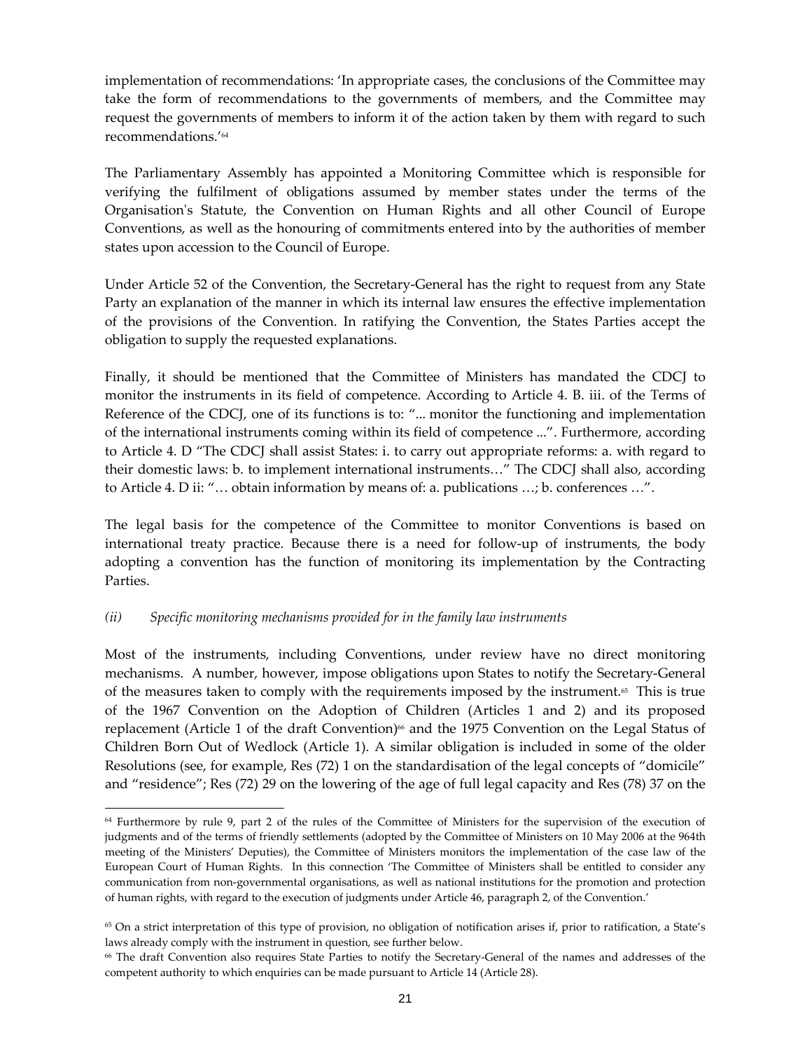implementation of recommendations: 'In appropriate cases, the conclusions of the Committee may take the form of recommendations to the governments of members, and the Committee may request the governments of members to inform it of the action taken by them with regard to such recommendations.'[64]

The Parliamentary Assembly has appointed a Monitoring Committee which is responsible for verifying the fulfilment of obligations assumed by member states under the terms of the Organisation's Statute, the Convention on Human Rights and all other Council of Europe Conventions, as well as the honouring of commitments entered into by the authorities of member states upon accession to the Council of Europe.

Under Article 52 of the Convention, the Secretary-General has the right to request from any State Party an explanation of the manner in which its internal law ensures the effective implementation of the provisions of the Convention. In ratifying the Convention, the States Parties accept the obligation to supply the requested explanations.

Finally, it should be mentioned that the Committee of Ministers has mandated the CDCJ to monitor the instruments in its field of competence. According to Article 4. B. iii. of the Terms of Reference of the CDCJ, one of its functions is to: "... monitor the functioning and implementation of the international instruments coming within its field of competence ...". Furthermore, according to Article 4. D "The CDCJ shall assist States: i. to carry out appropriate reforms: a. with regard to their domestic laws: b. to implement international instruments…" The CDCJ shall also, according to Article 4. D ii: "… obtain information by means of: a. publications …; b. conferences …".

The legal basis for the competence of the Committee to monitor Conventions is based on international treaty practice. Because there is a need for follow-up of instruments, the body adopting a convention has the function of monitoring its implementation by the Contracting Parties.

*(ii) Specific monitoring mechanisms provided for in the family law instruments*

Most of the instruments, including Conventions, under review have no direct monitoring mechanisms. A number, however, impose obligations upon States to notify the Secretary-General of the measures taken to comply with the requirements imposed by the instrument.[65] This is true of the 1967 Convention on the Adoption of Children (Articles 1 and 2) and its proposed replacement (Article 1 of the draft Convention)[66] and the 1975 Convention on the Legal Status of Children Born Out of Wedlock (Article 1). A similar obligation is included in some of the older Resolutions (see, for example, Res (72) 1 on the standardisation of the legal concepts of "domicile" and "residence"; Res (72) 29 on the lowering of the age of full legal capacity and Res (78) 37 on the

---

[64] Furthermore by rule 9, part 2 of the rules of the Committee of Ministers for the supervision of the execution of judgments and of the terms of friendly settlements (adopted by the Committee of Ministers on 10 May 2006 at the 964th meeting of the Ministers' Deputies), the Committee of Ministers monitors the implementation of the case law of the European Court of Human Rights. In this connection 'The Committee of Ministers shall be entitled to consider any communication from non-governmental organisations, as well as national institutions for the promotion and protection of human rights, with regard to the execution of judgments under Article 46, paragraph 2, of the Convention.'

[65] On a strict interpretation of this type of provision, no obligation of notification arises if, prior to ratification, a State's laws already comply with the instrument in question, see further below.

[66] The draft Convention also requires State Parties to notify the Secretary-General of the names and addresses of the competent authority to which enquiries can be made pursuant to Article 14 (Article 28).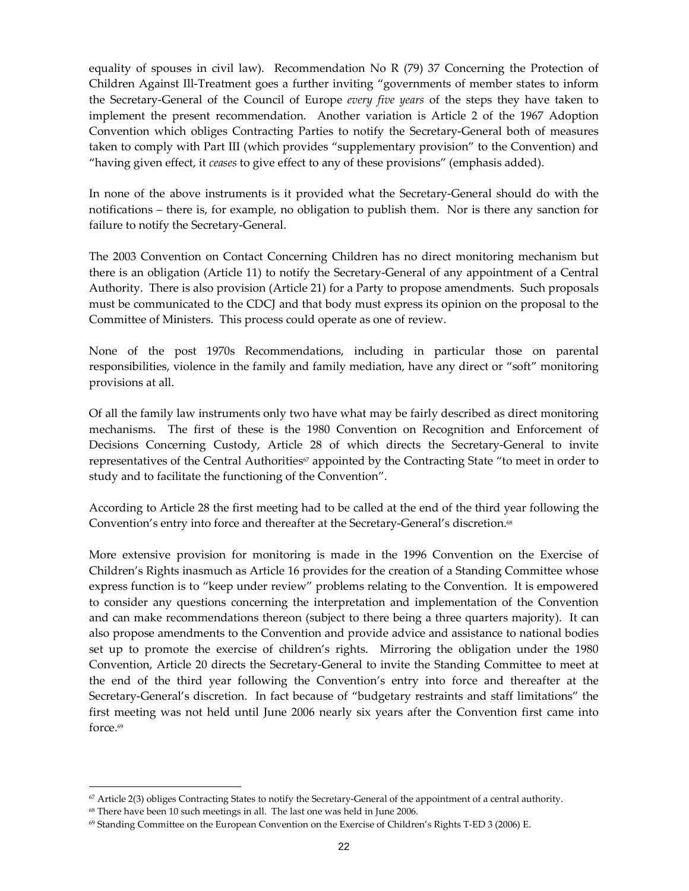equality of spouses in civil law). Recommendation No R (79) 37 Concerning the Protection of Children Against Ill-Treatment goes a further inviting "governments of member states to inform the Secretary-General of the Council of Europe *every five years* of the steps they have taken to implement the present recommendation. Another variation is Article 2 of the 1967 Adoption Convention which obliges Contracting Parties to notify the Secretary-General both of measures taken to comply with Part III (which provides "supplementary provision" to the Convention) and "having given effect, it *ceases* to give effect to any of these provisions" (emphasis added).

In none of the above instruments is it provided what the Secretary-General should do with the notifications – there is, for example, no obligation to publish them. Nor is there any sanction for failure to notify the Secretary-General.

The 2003 Convention on Contact Concerning Children has no direct monitoring mechanism but there is an obligation (Article 11) to notify the Secretary-General of any appointment of a Central Authority. There is also provision (Article 21) for a Party to propose amendments. Such proposals must be communicated to the CDCJ and that body must express its opinion on the proposal to the Committee of Ministers. This process could operate as one of review.

None of the post 1970s Recommendations, including in particular those on parental responsibilities, violence in the family and family mediation, have any direct or "soft" monitoring provisions at all.

Of all the family law instruments only two have what may be fairly described as direct monitoring mechanisms. The first of these is the 1980 Convention on Recognition and Enforcement of Decisions Concerning Custody, Article 28 of which directs the Secretary-General to invite representatives of the Central Authorities[67] appointed by the Contracting State "to meet in order to study and to facilitate the functioning of the Convention".

According to Article 28 the first meeting had to be called at the end of the third year following the Convention's entry into force and thereafter at the Secretary-General's discretion.[68]

More extensive provision for monitoring is made in the 1996 Convention on the Exercise of Children's Rights inasmuch as Article 16 provides for the creation of a Standing Committee whose express function is to "keep under review" problems relating to the Convention. It is empowered to consider any questions concerning the interpretation and implementation of the Convention and can make recommendations thereon (subject to there being a three quarters majority). It can also propose amendments to the Convention and provide advice and assistance to national bodies set up to promote the exercise of children's rights. Mirroring the obligation under the 1980 Convention, Article 20 directs the Secretary-General to invite the Standing Committee to meet at the end of the third year following the Convention's entry into force and thereafter at the Secretary-General's discretion. In fact because of "budgetary restraints and staff limitations" the first meeting was not held until June 2006 nearly six years after the Convention first came into force.[69]

---

[67] Article 2(3) obliges Contracting States to notify the Secretary-General of the appointment of a central authority.

[68] There have been 10 such meetings in all. The last one was held in June 2006.

[69] Standing Committee on the European Convention on the Exercise of Children's Rights T-ED 3 (2006) E.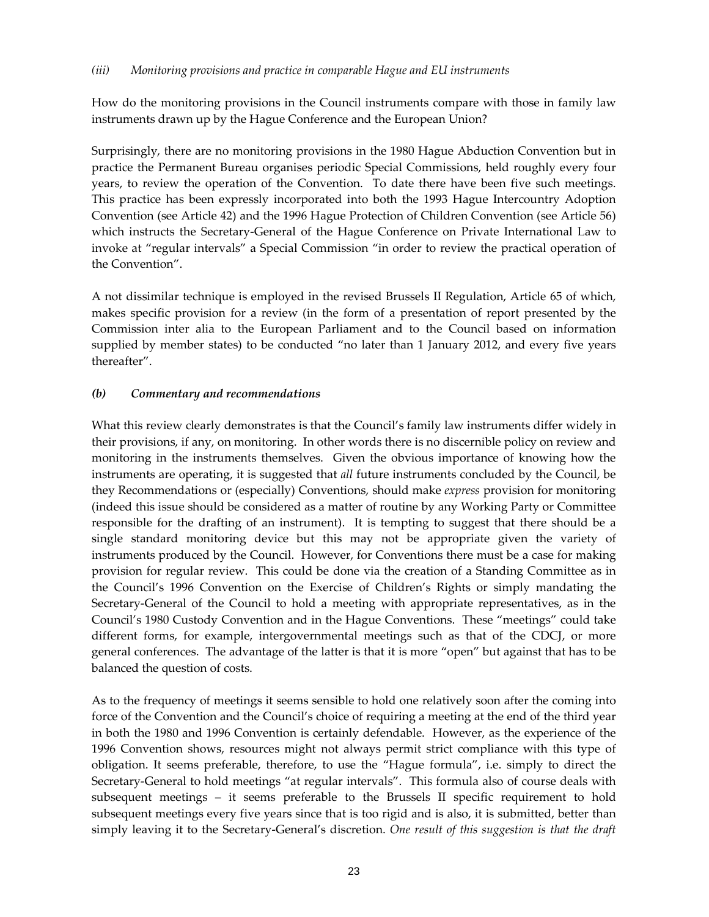*(iii) Monitoring provisions and practice in comparable Hague and EU instruments*

How do the monitoring provisions in the Council instruments compare with those in family law instruments drawn up by the Hague Conference and the European Union?

Surprisingly, there are no monitoring provisions in the 1980 Hague Abduction Convention but in practice the Permanent Bureau organises periodic Special Commissions, held roughly every four years, to review the operation of the Convention. To date there have been five such meetings. This practice has been expressly incorporated into both the 1993 Hague Intercountry Adoption Convention (see Article 42) and the 1996 Hague Protection of Children Convention (see Article 56) which instructs the Secretary-General of the Hague Conference on Private International Law to invoke at "regular intervals" a Special Commission "in order to review the practical operation of the Convention".

A not dissimilar technique is employed in the revised Brussels II Regulation, Article 65 of which, makes specific provision for a review (in the form of a presentation of report presented by the Commission inter alia to the European Parliament and to the Council based on information supplied by member states) to be conducted "no later than 1 January 2012, and every five years thereafter".

***(b) Commentary and recommendations***

What this review clearly demonstrates is that the Council's family law instruments differ widely in their provisions, if any, on monitoring. In other words there is no discernible policy on review and monitoring in the instruments themselves. Given the obvious importance of knowing how the instruments are operating, it is suggested that *all* future instruments concluded by the Council, be they Recommendations or (especially) Conventions, should make *express* provision for monitoring (indeed this issue should be considered as a matter of routine by any Working Party or Committee responsible for the drafting of an instrument). It is tempting to suggest that there should be a single standard monitoring device but this may not be appropriate given the variety of instruments produced by the Council. However, for Conventions there must be a case for making provision for regular review. This could be done via the creation of a Standing Committee as in the Council's 1996 Convention on the Exercise of Children's Rights or simply mandating the Secretary-General of the Council to hold a meeting with appropriate representatives, as in the Council's 1980 Custody Convention and in the Hague Conventions. These "meetings" could take different forms, for example, intergovernmental meetings such as that of the CDCJ, or more general conferences. The advantage of the latter is that it is more "open" but against that has to be balanced the question of costs.

As to the frequency of meetings it seems sensible to hold one relatively soon after the coming into force of the Convention and the Council's choice of requiring a meeting at the end of the third year in both the 1980 and 1996 Convention is certainly defendable. However, as the experience of the 1996 Convention shows, resources might not always permit strict compliance with this type of obligation. It seems preferable, therefore, to use the "Hague formula", i.e. simply to direct the Secretary-General to hold meetings "at regular intervals". This formula also of course deals with subsequent meetings – it seems preferable to the Brussels II specific requirement to hold subsequent meetings every five years since that is too rigid and is also, it is submitted, better than simply leaving it to the Secretary-General's discretion. *One result of this suggestion is that the draft*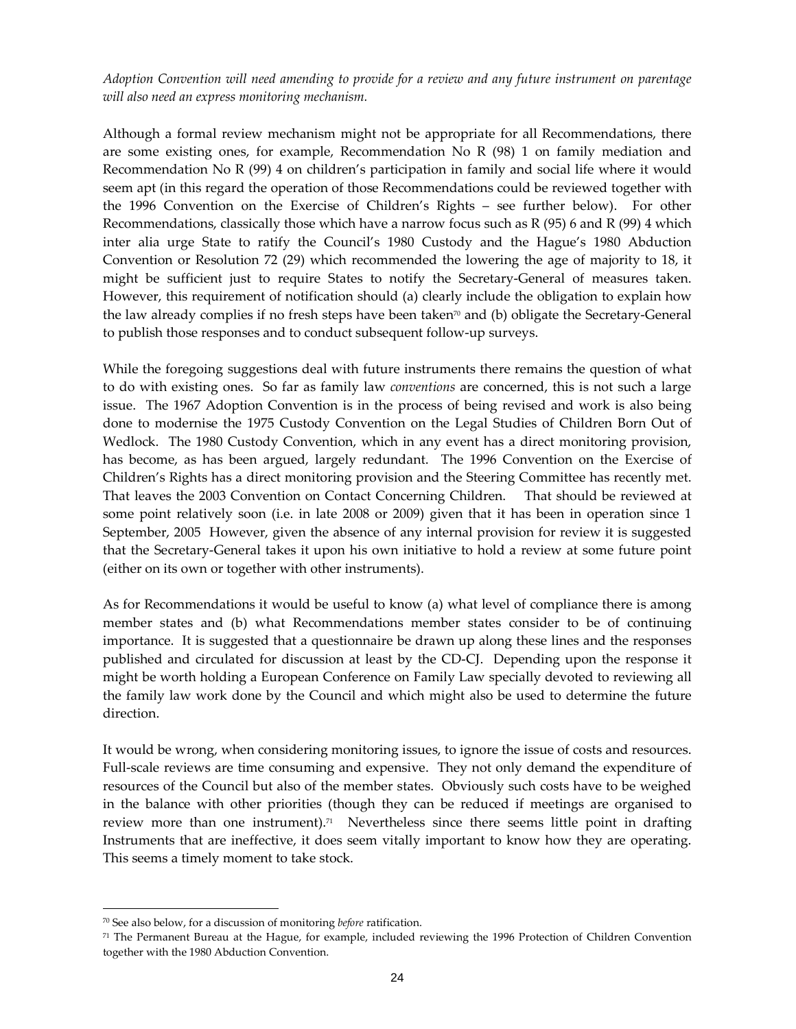*Adoption Convention will need amending to provide for a review and any future instrument on parentage will also need an express monitoring mechanism.*

Although a formal review mechanism might not be appropriate for all Recommendations, there are some existing ones, for example, Recommendation No R (98) 1 on family mediation and Recommendation No R (99) 4 on children's participation in family and social life where it would seem apt (in this regard the operation of those Recommendations could be reviewed together with the 1996 Convention on the Exercise of Children's Rights – see further below). For other Recommendations, classically those which have a narrow focus such as R (95) 6 and R (99) 4 which inter alia urge State to ratify the Council's 1980 Custody and the Hague's 1980 Abduction Convention or Resolution 72 (29) which recommended the lowering the age of majority to 18, it might be sufficient just to require States to notify the Secretary-General of measures taken. However, this requirement of notification should (a) clearly include the obligation to explain how the law already complies if no fresh steps have been taken[70] and (b) obligate the Secretary-General to publish those responses and to conduct subsequent follow-up surveys.

While the foregoing suggestions deal with future instruments there remains the question of what to do with existing ones. So far as family law *conventions* are concerned, this is not such a large issue. The 1967 Adoption Convention is in the process of being revised and work is also being done to modernise the 1975 Custody Convention on the Legal Studies of Children Born Out of Wedlock. The 1980 Custody Convention, which in any event has a direct monitoring provision, has become, as has been argued, largely redundant. The 1996 Convention on the Exercise of Children's Rights has a direct monitoring provision and the Steering Committee has recently met. That leaves the 2003 Convention on Contact Concerning Children. That should be reviewed at some point relatively soon (i.e. in late 2008 or 2009) given that it has been in operation since 1 September, 2005 However, given the absence of any internal provision for review it is suggested that the Secretary-General takes it upon his own initiative to hold a review at some future point (either on its own or together with other instruments).

As for Recommendations it would be useful to know (a) what level of compliance there is among member states and (b) what Recommendations member states consider to be of continuing importance. It is suggested that a questionnaire be drawn up along these lines and the responses published and circulated for discussion at least by the CD-CJ. Depending upon the response it might be worth holding a European Conference on Family Law specially devoted to reviewing all the family law work done by the Council and which might also be used to determine the future direction.

It would be wrong, when considering monitoring issues, to ignore the issue of costs and resources. Full-scale reviews are time consuming and expensive. They not only demand the expenditure of resources of the Council but also of the member states. Obviously such costs have to be weighed in the balance with other priorities (though they can be reduced if meetings are organised to review more than one instrument).[71] Nevertheless since there seems little point in drafting Instruments that are ineffective, it does seem vitally important to know how they are operating. This seems a timely moment to take stock.

---

[70] See also below, for a discussion of monitoring *before* ratification.

[71] The Permanent Bureau at the Hague, for example, included reviewing the 1996 Protection of Children Convention together with the 1980 Abduction Convention.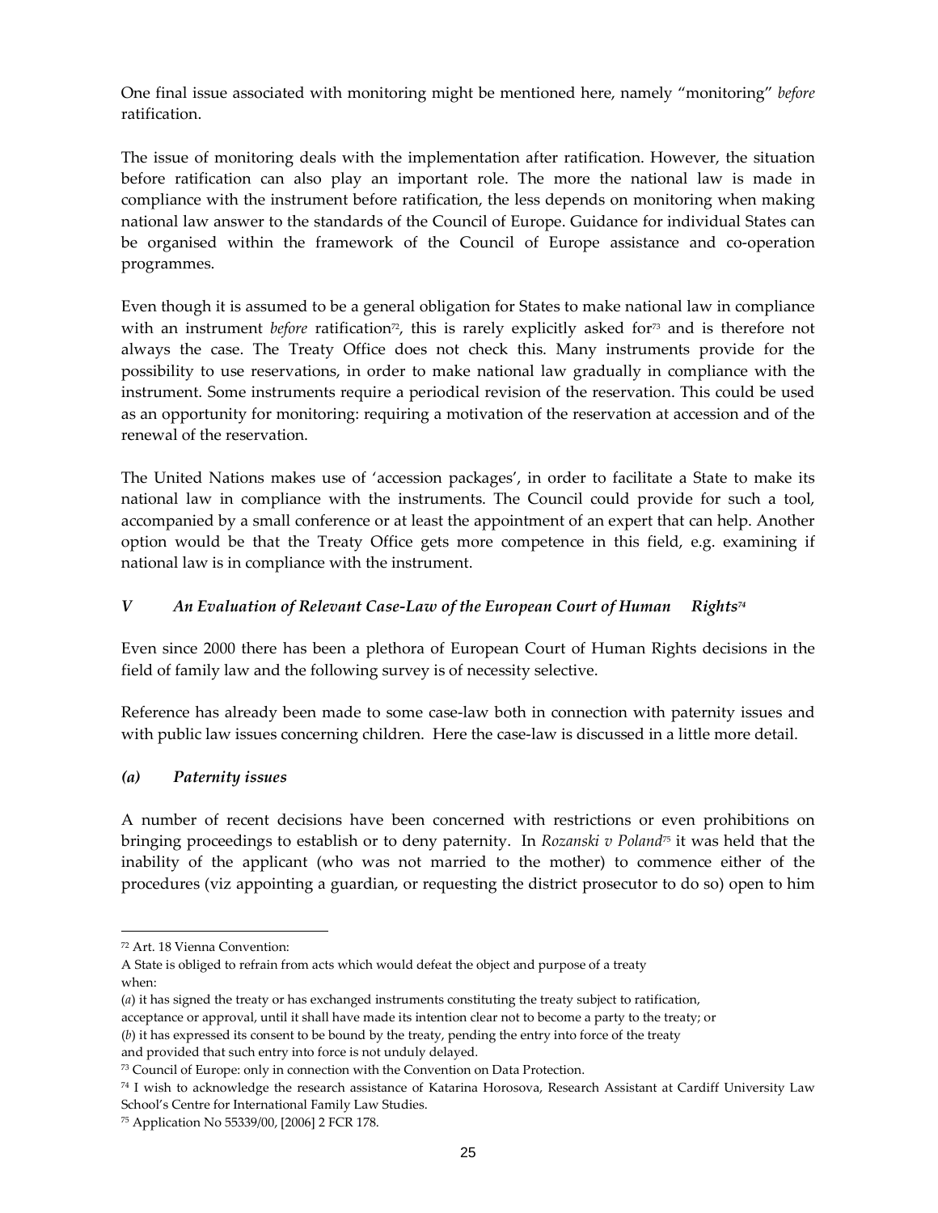One final issue associated with monitoring might be mentioned here, namely "monitoring" *before* ratification.

The issue of monitoring deals with the implementation after ratification. However, the situation before ratification can also play an important role. The more the national law is made in compliance with the instrument before ratification, the less depends on monitoring when making national law answer to the standards of the Council of Europe. Guidance for individual States can be organised within the framework of the Council of Europe assistance and co-operation programmes.

Even though it is assumed to be a general obligation for States to make national law in compliance with an instrument *before* ratification[72], this is rarely explicitly asked for[73] and is therefore not always the case. The Treaty Office does not check this. Many instruments provide for the possibility to use reservations, in order to make national law gradually in compliance with the instrument. Some instruments require a periodical revision of the reservation. This could be used as an opportunity for monitoring: requiring a motivation of the reservation at accession and of the renewal of the reservation.

The United Nations makes use of 'accession packages', in order to facilitate a State to make its national law in compliance with the instruments. The Council could provide for such a tool, accompanied by a small conference or at least the appointment of an expert that can help. Another option would be that the Treaty Office gets more competence in this field, e.g. examining if national law is in compliance with the instrument.

## *V An Evaluation of Relevant Case-Law of the European Court of Human Rights*[74]

Even since 2000 there has been a plethora of European Court of Human Rights decisions in the field of family law and the following survey is of necessity selective.

Reference has already been made to some case-law both in connection with paternity issues and with public law issues concerning children. Here the case-law is discussed in a little more detail.

### *(a) Paternity issues*

A number of recent decisions have been concerned with restrictions or even prohibitions on bringing proceedings to establish or to deny paternity. In *Rozanski v Poland*[75] it was held that the inability of the applicant (who was not married to the mother) to commence either of the procedures (viz appointing a guardian, or requesting the district prosecutor to do so) open to him

---

[72] Art. 18 Vienna Convention:
A State is obliged to refrain from acts which would defeat the object and purpose of a treaty when:
(*a*) it has signed the treaty or has exchanged instruments constituting the treaty subject to ratification, acceptance or approval, until it shall have made its intention clear not to become a party to the treaty; or
(*b*) it has expressed its consent to be bound by the treaty, pending the entry into force of the treaty and provided that such entry into force is not unduly delayed.

[73] Council of Europe: only in connection with the Convention on Data Protection.

[74] I wish to acknowledge the research assistance of Katarina Horosova, Research Assistant at Cardiff University Law School's Centre for International Family Law Studies.

[75] Application No 55339/00, [2006] 2 FCR 178.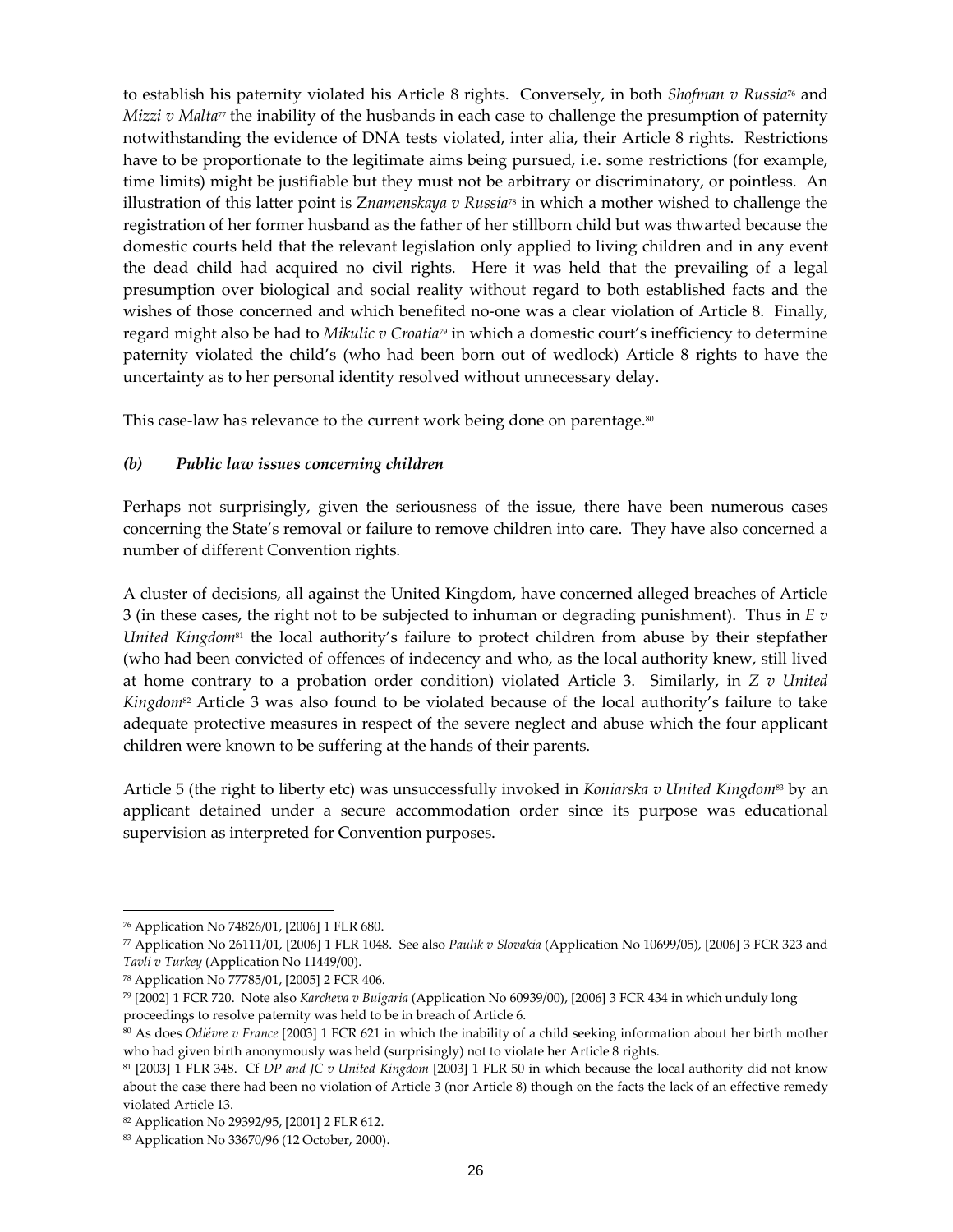to establish his paternity violated his Article 8 rights. Conversely, in both *Shofman v Russia*[76] and *Mizzi v Malta*[77] the inability of the husbands in each case to challenge the presumption of paternity notwithstanding the evidence of DNA tests violated, inter alia, their Article 8 rights. Restrictions have to be proportionate to the legitimate aims being pursued, i.e. some restrictions (for example, time limits) might be justifiable but they must not be arbitrary or discriminatory, or pointless. An illustration of this latter point is *Znamenskaya v Russia*[78] in which a mother wished to challenge the registration of her former husband as the father of her stillborn child but was thwarted because the domestic courts held that the relevant legislation only applied to living children and in any event the dead child had acquired no civil rights. Here it was held that the prevailing of a legal presumption over biological and social reality without regard to both established facts and the wishes of those concerned and which benefited no-one was a clear violation of Article 8. Finally, regard might also be had to *Mikulic v Croatia*[79] in which a domestic court's inefficiency to determine paternity violated the child's (who had been born out of wedlock) Article 8 rights to have the uncertainty as to her personal identity resolved without unnecessary delay.

This case-law has relevance to the current work being done on parentage.[80]

### *(b) Public law issues concerning children*

Perhaps not surprisingly, given the seriousness of the issue, there have been numerous cases concerning the State's removal or failure to remove children into care. They have also concerned a number of different Convention rights.

A cluster of decisions, all against the United Kingdom, have concerned alleged breaches of Article 3 (in these cases, the right not to be subjected to inhuman or degrading punishment). Thus in *E v United Kingdom*[81] the local authority's failure to protect children from abuse by their stepfather (who had been convicted of offences of indecency and who, as the local authority knew, still lived at home contrary to a probation order condition) violated Article 3. Similarly, in *Z v United Kingdom*[82] Article 3 was also found to be violated because of the local authority's failure to take adequate protective measures in respect of the severe neglect and abuse which the four applicant children were known to be suffering at the hands of their parents.

Article 5 (the right to liberty etc) was unsuccessfully invoked in *Koniarska v United Kingdom*[83] by an applicant detained under a secure accommodation order since its purpose was educational supervision as interpreted for Convention purposes.

---

[76] Application No 74826/01, [2006] 1 FLR 680.

[77] Application No 26111/01, [2006] 1 FLR 1048. See also *Paulik v Slovakia* (Application No 10699/05), [2006] 3 FCR 323 and *Tavli v Turkey* (Application No 11449/00).

[78] Application No 77785/01, [2005] 2 FCR 406.

[79] [2002] 1 FCR 720. Note also *Karcheva v Bulgaria* (Application No 60939/00), [2006] 3 FCR 434 in which unduly long proceedings to resolve paternity was held to be in breach of Article 6.

[80] As does *Odiévre v France* [2003] 1 FCR 621 in which the inability of a child seeking information about her birth mother who had given birth anonymously was held (surprisingly) not to violate her Article 8 rights.

[81] [2003] 1 FLR 348. Cf *DP and JC v United Kingdom* [2003] 1 FLR 50 in which because the local authority did not know about the case there had been no violation of Article 3 (nor Article 8) though on the facts the lack of an effective remedy violated Article 13.

[82] Application No 29392/95, [2001] 2 FLR 612.

[83] Application No 33670/96 (12 October, 2000).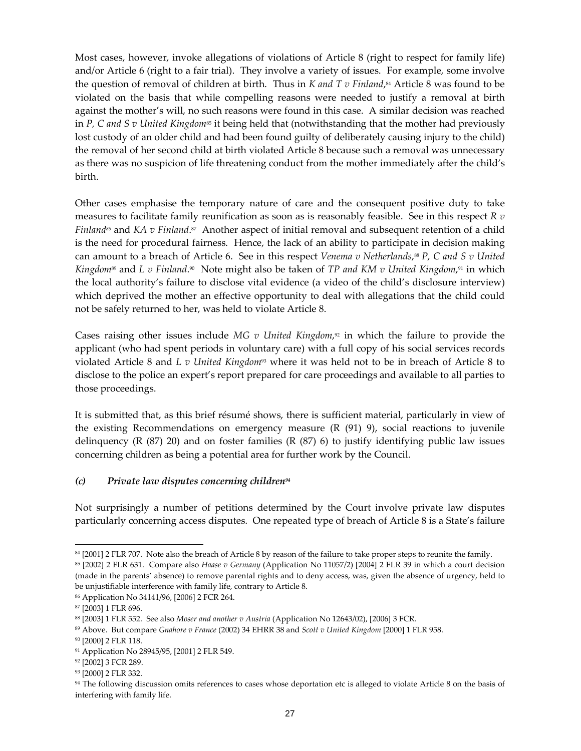Most cases, however, invoke allegations of violations of Article 8 (right to respect for family life) and/or Article 6 (right to a fair trial). They involve a variety of issues. For example, some involve the question of removal of children at birth. Thus in *K and T v Finland*,[84] Article 8 was found to be violated on the basis that while compelling reasons were needed to justify a removal at birth against the mother's will, no such reasons were found in this case. A similar decision was reached in *P, C and S v United Kingdom*[85] it being held that (notwithstanding that the mother had previously lost custody of an older child and had been found guilty of deliberately causing injury to the child) the removal of her second child at birth violated Article 8 because such a removal was unnecessary as there was no suspicion of life threatening conduct from the mother immediately after the child's birth.

Other cases emphasise the temporary nature of care and the consequent positive duty to take measures to facilitate family reunification as soon as is reasonably feasible. See in this respect *R v Finland*[86] and *KA v Finland*.[87] Another aspect of initial removal and subsequent retention of a child is the need for procedural fairness. Hence, the lack of an ability to participate in decision making can amount to a breach of Article 6. See in this respect *Venema v Netherlands*,[88] *P, C and S v United Kingdom*[89] and *L v Finland*.[90] Note might also be taken of *TP and KM v United Kingdom*,[91] in which the local authority's failure to disclose vital evidence (a video of the child's disclosure interview) which deprived the mother an effective opportunity to deal with allegations that the child could not be safely returned to her, was held to violate Article 8.

Cases raising other issues include *MG v United Kingdom*,[92] in which the failure to provide the applicant (who had spent periods in voluntary care) with a full copy of his social services records violated Article 8 and *L v United Kingdom*[93] where it was held not to be in breach of Article 8 to disclose to the police an expert's report prepared for care proceedings and available to all parties to those proceedings.

It is submitted that, as this brief résumé shows, there is sufficient material, particularly in view of the existing Recommendations on emergency measure (R (91) 9), social reactions to juvenile delinquency (R (87) 20) and on foster families (R (87) 6) to justify identifying public law issues concerning children as being a potential area for further work by the Council.

### *(c) Private law disputes concerning children*[94]

Not surprisingly a number of petitions determined by the Court involve private law disputes particularly concerning access disputes. One repeated type of breach of Article 8 is a State's failure

---

[84] [2001] 2 FLR 707. Note also the breach of Article 8 by reason of the failure to take proper steps to reunite the family.

[85] [2002] 2 FLR 631. Compare also *Haase v Germany* (Application No 11057/2) [2004] 2 FLR 39 in which a court decision (made in the parents' absence) to remove parental rights and to deny access, was, given the absence of urgency, held to be unjustifiable interference with family life, contrary to Article 8.

[86] Application No 34141/96, [2006] 2 FCR 264.

[87] [2003] 1 FLR 696.

[88] [2003] 1 FLR 552. See also *Moser and another v Austria* (Application No 12643/02), [2006] 3 FCR.

[89] Above. But compare *Gnahore v France* (2002) 34 EHRR 38 and *Scott v United Kingdom* [2000] 1 FLR 958.

[90] [2000] 2 FLR 118.

[91] Application No 28945/95, [2001] 2 FLR 549.

[92] [2002] 3 FCR 289.

[93] [2000] 2 FLR 332.

[94] The following discussion omits references to cases whose deportation etc is alleged to violate Article 8 on the basis of interfering with family life.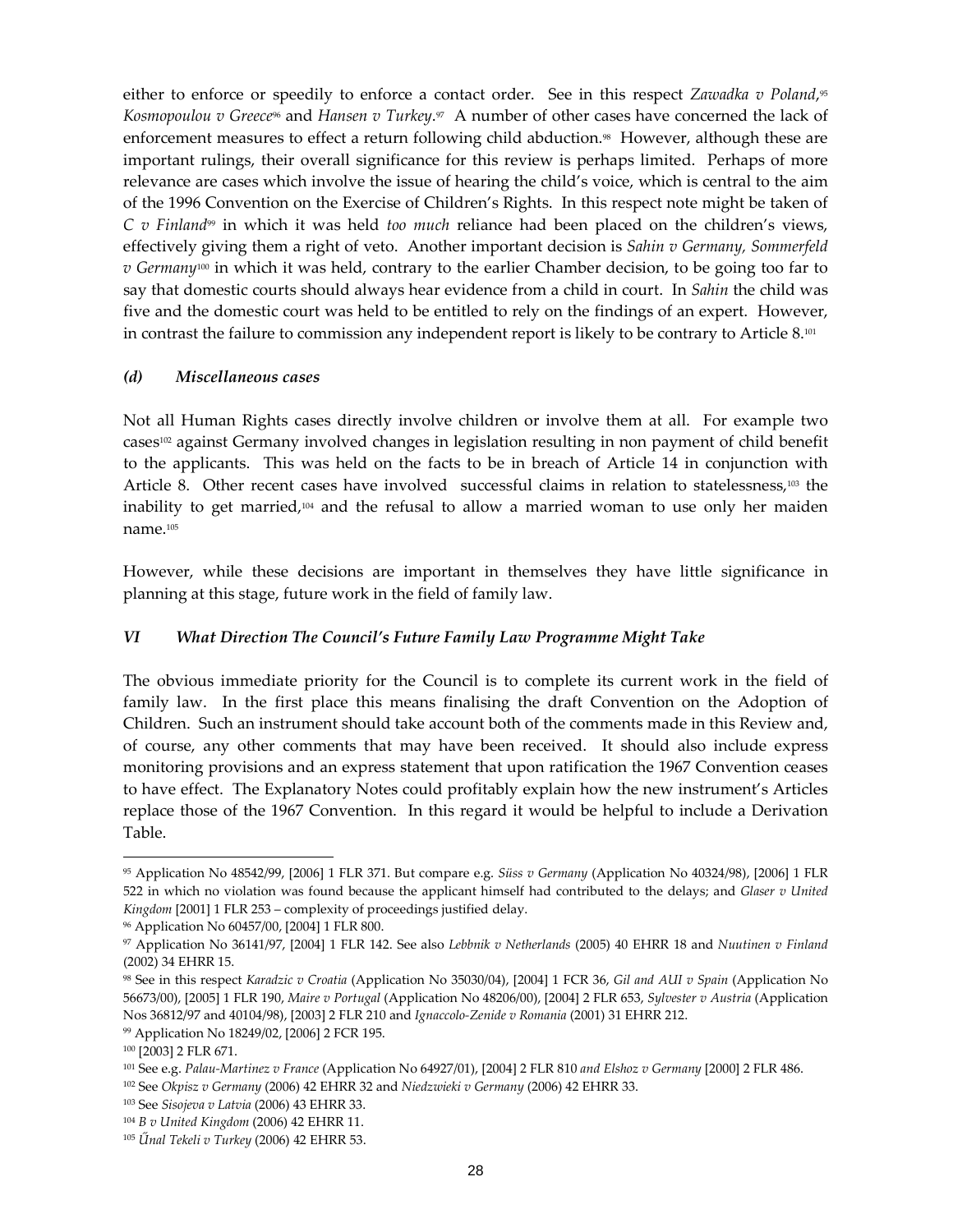either to enforce or speedily to enforce a contact order. See in this respect *Zawadka v Poland*,[95] *Kosmopoulou v Greece*[96] and *Hansen v Turkey*.[97] A number of other cases have concerned the lack of enforcement measures to effect a return following child abduction.[98] However, although these are important rulings, their overall significance for this review is perhaps limited. Perhaps of more relevance are cases which involve the issue of hearing the child's voice, which is central to the aim of the 1996 Convention on the Exercise of Children's Rights. In this respect note might be taken of *C v Finland*[99] in which it was held *too much* reliance had been placed on the children's views, effectively giving them a right of veto. Another important decision is *Sahin v Germany, Sommerfeld v Germany*[100] in which it was held, contrary to the earlier Chamber decision, to be going too far to say that domestic courts should always hear evidence from a child in court. In *Sahin* the child was five and the domestic court was held to be entitled to rely on the findings of an expert. However, in contrast the failure to commission any independent report is likely to be contrary to Article 8.[101]

### *(d) Miscellaneous cases*

Not all Human Rights cases directly involve children or involve them at all. For example two cases[102] against Germany involved changes in legislation resulting in non payment of child benefit to the applicants. This was held on the facts to be in breach of Article 14 in conjunction with Article 8. Other recent cases have involved successful claims in relation to statelessness,[103] the inability to get married,[104] and the refusal to allow a married woman to use only her maiden name.[105]

However, while these decisions are important in themselves they have little significance in planning at this stage, future work in the field of family law.

## *VI What Direction The Council's Future Family Law Programme Might Take*

The obvious immediate priority for the Council is to complete its current work in the field of family law. In the first place this means finalising the draft Convention on the Adoption of Children. Such an instrument should take account both of the comments made in this Review and, of course, any other comments that may have been received. It should also include express monitoring provisions and an express statement that upon ratification the 1967 Convention ceases to have effect. The Explanatory Notes could profitably explain how the new instrument's Articles replace those of the 1967 Convention. In this regard it would be helpful to include a Derivation Table.

---

[95] Application No 48542/99, [2006] 1 FLR 371. But compare e.g. *Süss v Germany* (Application No 40324/98), [2006] 1 FLR 522 in which no violation was found because the applicant himself had contributed to the delays; and *Glaser v United Kingdom* [2001] 1 FLR 253 – complexity of proceedings justified delay.

[96] Application No 60457/00, [2004] 1 FLR 800.

[97] Application No 36141/97, [2004] 1 FLR 142. See also *Lebbnik v Netherlands* (2005) 40 EHRR 18 and *Nuutinen v Finland* (2002) 34 EHRR 15.

[98] See in this respect *Karadzic v Croatia* (Application No 35030/04), [2004] 1 FCR 36, *Gil and AUI v Spain* (Application No 56673/00), [2005] 1 FLR 190, *Maire v Portugal* (Application No 48206/00), [2004] 2 FLR 653, *Sylvester v Austria* (Application Nos 36812/97 and 40104/98), [2003] 2 FLR 210 and *Ignaccolo-Zenide v Romania* (2001) 31 EHRR 212.

[99] Application No 18249/02, [2006] 2 FCR 195.

[100] [2003] 2 FLR 671.

[101] See e.g. *Palau-Martinez v France* (Application No 64927/01), [2004] 2 FLR 810 *and Elshoz v Germany* [2000] 2 FLR 486.

[102] See *Okpisz v Germany* (2006) 42 EHRR 32 and *Niedzwieki v Germany* (2006) 42 EHRR 33.

[103] See *Sisojeva v Latvia* (2006) 43 EHRR 33.

[104] *B v United Kingdom* (2006) 42 EHRR 11.

[105] *Űnal Tekeli v Turkey* (2006) 42 EHRR 53.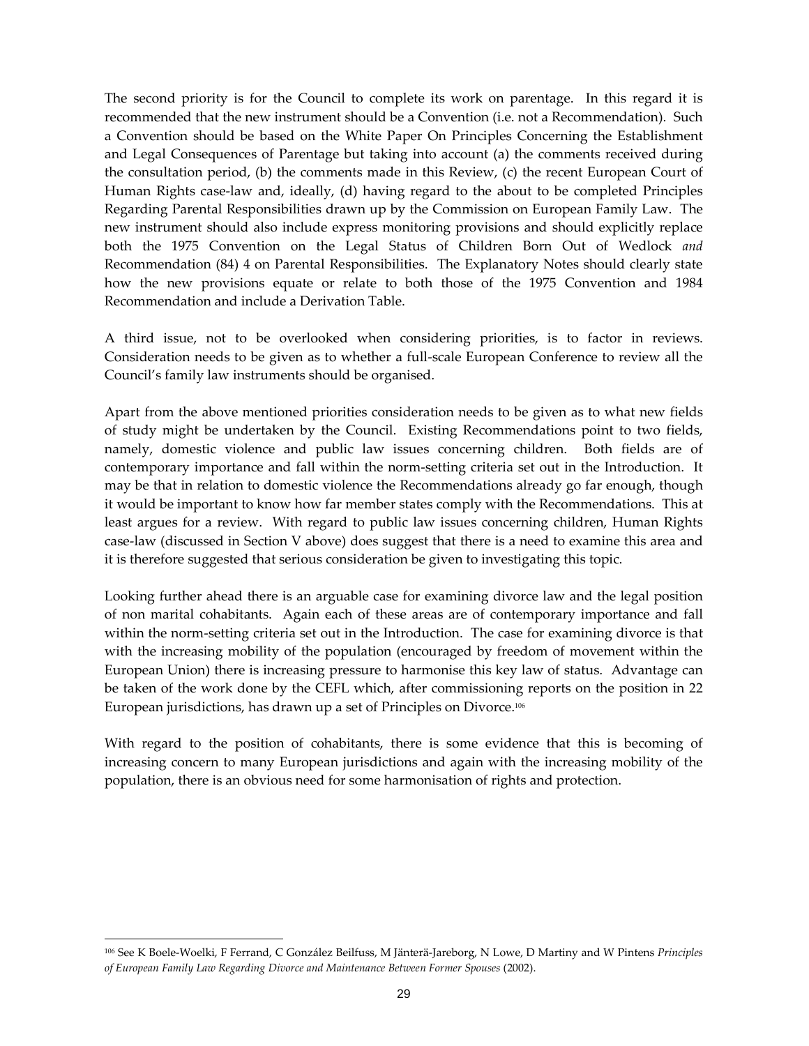The second priority is for the Council to complete its work on parentage. In this regard it is recommended that the new instrument should be a Convention (i.e. not a Recommendation). Such a Convention should be based on the White Paper On Principles Concerning the Establishment and Legal Consequences of Parentage but taking into account (a) the comments received during the consultation period, (b) the comments made in this Review, (c) the recent European Court of Human Rights case-law and, ideally, (d) having regard to the about to be completed Principles Regarding Parental Responsibilities drawn up by the Commission on European Family Law. The new instrument should also include express monitoring provisions and should explicitly replace both the 1975 Convention on the Legal Status of Children Born Out of Wedlock *and* Recommendation (84) 4 on Parental Responsibilities. The Explanatory Notes should clearly state how the new provisions equate or relate to both those of the 1975 Convention and 1984 Recommendation and include a Derivation Table.

A third issue, not to be overlooked when considering priorities, is to factor in reviews. Consideration needs to be given as to whether a full-scale European Conference to review all the Council's family law instruments should be organised.

Apart from the above mentioned priorities consideration needs to be given as to what new fields of study might be undertaken by the Council. Existing Recommendations point to two fields, namely, domestic violence and public law issues concerning children. Both fields are of contemporary importance and fall within the norm-setting criteria set out in the Introduction. It may be that in relation to domestic violence the Recommendations already go far enough, though it would be important to know how far member states comply with the Recommendations. This at least argues for a review. With regard to public law issues concerning children, Human Rights case-law (discussed in Section V above) does suggest that there is a need to examine this area and it is therefore suggested that serious consideration be given to investigating this topic.

Looking further ahead there is an arguable case for examining divorce law and the legal position of non marital cohabitants. Again each of these areas are of contemporary importance and fall within the norm-setting criteria set out in the Introduction. The case for examining divorce is that with the increasing mobility of the population (encouraged by freedom of movement within the European Union) there is increasing pressure to harmonise this key law of status. Advantage can be taken of the work done by the CEFL which, after commissioning reports on the position in 22 European jurisdictions, has drawn up a set of Principles on Divorce.[106]

With regard to the position of cohabitants, there is some evidence that this is becoming of increasing concern to many European jurisdictions and again with the increasing mobility of the population, there is an obvious need for some harmonisation of rights and protection.

---

[106] See K Boele-Woelki, F Ferrand, C González Beilfuss, M Jänterä-Jareborg, N Lowe, D Martiny and W Pintens *Principles of European Family Law Regarding Divorce and Maintenance Between Former Spouses* (2002).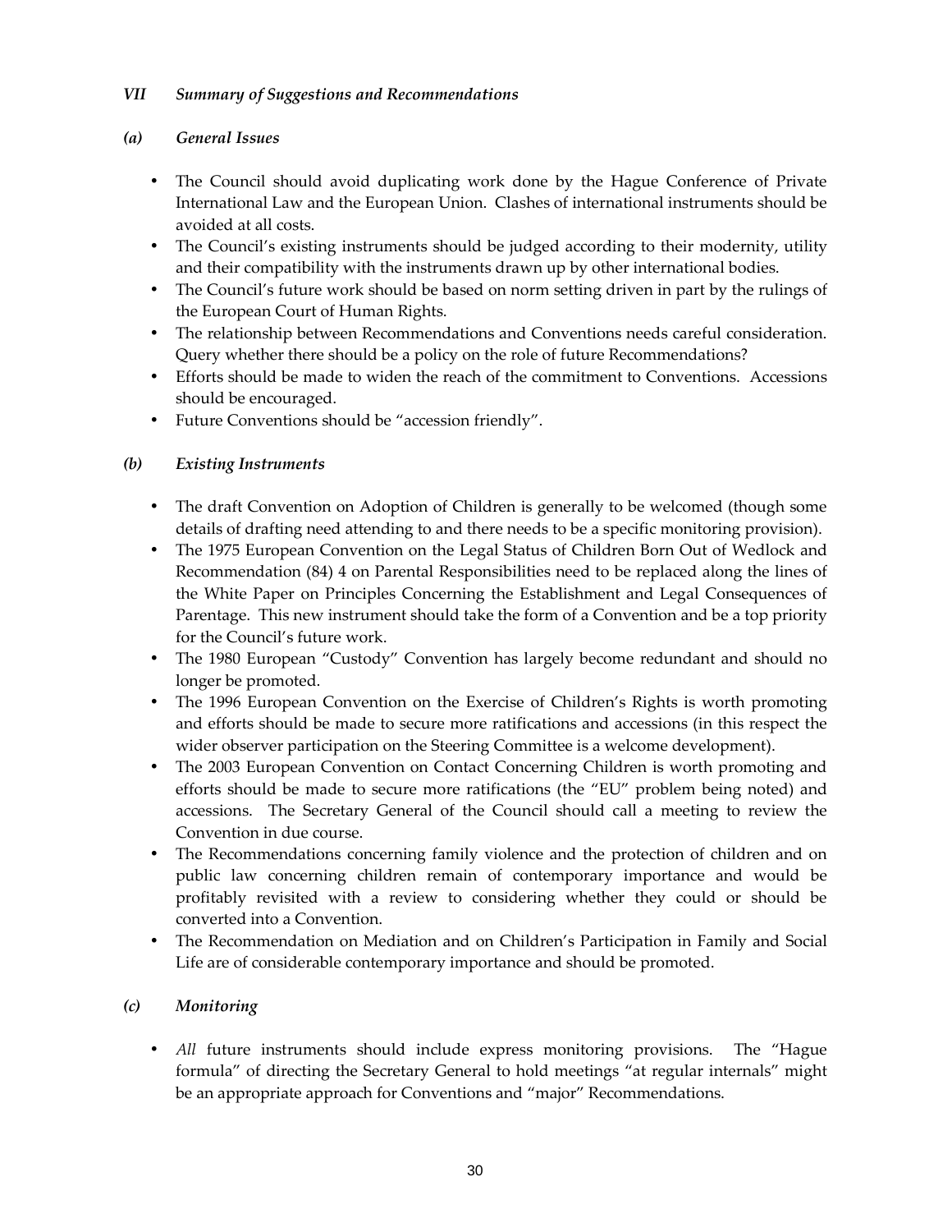## VII *Summary of Suggestions and Recommendations*

### *(a) General Issues*

- The Council should avoid duplicating work done by the Hague Conference of Private International Law and the European Union. Clashes of international instruments should be avoided at all costs.
- The Council's existing instruments should be judged according to their modernity, utility and their compatibility with the instruments drawn up by other international bodies.
- The Council's future work should be based on norm setting driven in part by the rulings of the European Court of Human Rights.
- The relationship between Recommendations and Conventions needs careful consideration. Query whether there should be a policy on the role of future Recommendations?
- Efforts should be made to widen the reach of the commitment to Conventions. Accessions should be encouraged.
- Future Conventions should be "accession friendly".

### *(b) Existing Instruments*

- The draft Convention on Adoption of Children is generally to be welcomed (though some details of drafting need attending to and there needs to be a specific monitoring provision).
- The 1975 European Convention on the Legal Status of Children Born Out of Wedlock and Recommendation (84) 4 on Parental Responsibilities need to be replaced along the lines of the White Paper on Principles Concerning the Establishment and Legal Consequences of Parentage. This new instrument should take the form of a Convention and be a top priority for the Council's future work.
- The 1980 European "Custody" Convention has largely become redundant and should no longer be promoted.
- The 1996 European Convention on the Exercise of Children's Rights is worth promoting and efforts should be made to secure more ratifications and accessions (in this respect the wider observer participation on the Steering Committee is a welcome development).
- The 2003 European Convention on Contact Concerning Children is worth promoting and efforts should be made to secure more ratifications (the "EU" problem being noted) and accessions. The Secretary General of the Council should call a meeting to review the Convention in due course.
- The Recommendations concerning family violence and the protection of children and on public law concerning children remain of contemporary importance and would be profitably revisited with a review to considering whether they could or should be converted into a Convention.
- The Recommendation on Mediation and on Children's Participation in Family and Social Life are of considerable contemporary importance and should be promoted.

### *(c) Monitoring*

- *All* future instruments should include express monitoring provisions. The "Hague formula" of directing the Secretary General to hold meetings "at regular internals" might be an appropriate approach for Conventions and "major" Recommendations.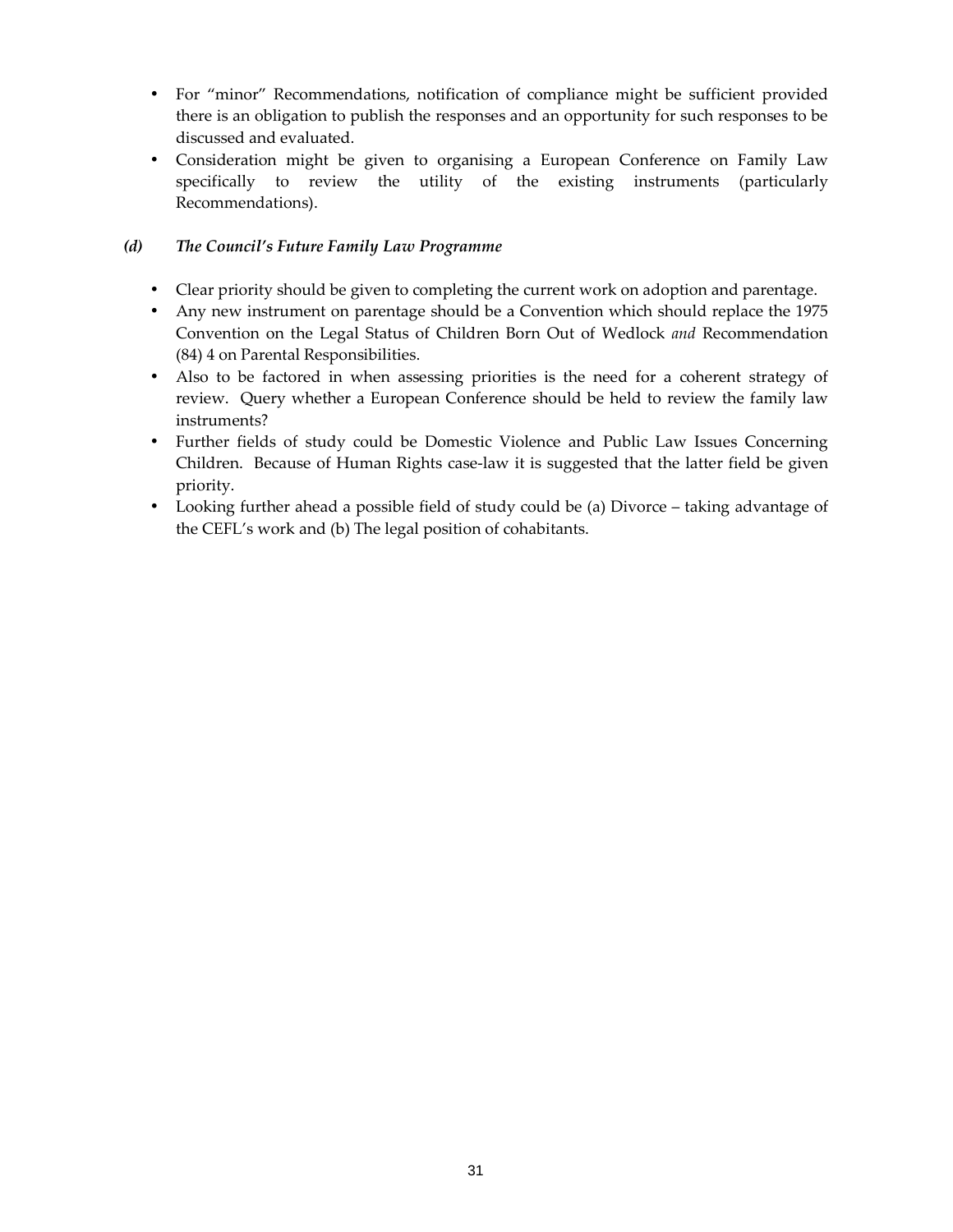- For "minor" Recommendations, notification of compliance might be sufficient provided there is an obligation to publish the responses and an opportunity for such responses to be discussed and evaluated.
- Consideration might be given to organising a European Conference on Family Law specifically to review the utility of the existing instruments (particularly Recommendations).

### *(d) The Council's Future Family Law Programme*

- Clear priority should be given to completing the current work on adoption and parentage.
- Any new instrument on parentage should be a Convention which should replace the 1975 Convention on the Legal Status of Children Born Out of Wedlock *and* Recommendation (84) 4 on Parental Responsibilities.
- Also to be factored in when assessing priorities is the need for a coherent strategy of review. Query whether a European Conference should be held to review the family law instruments?
- Further fields of study could be Domestic Violence and Public Law Issues Concerning Children. Because of Human Rights case-law it is suggested that the latter field be given priority.
- Looking further ahead a possible field of study could be (a) Divorce – taking advantage of the CEFL's work and (b) The legal position of cohabitants.